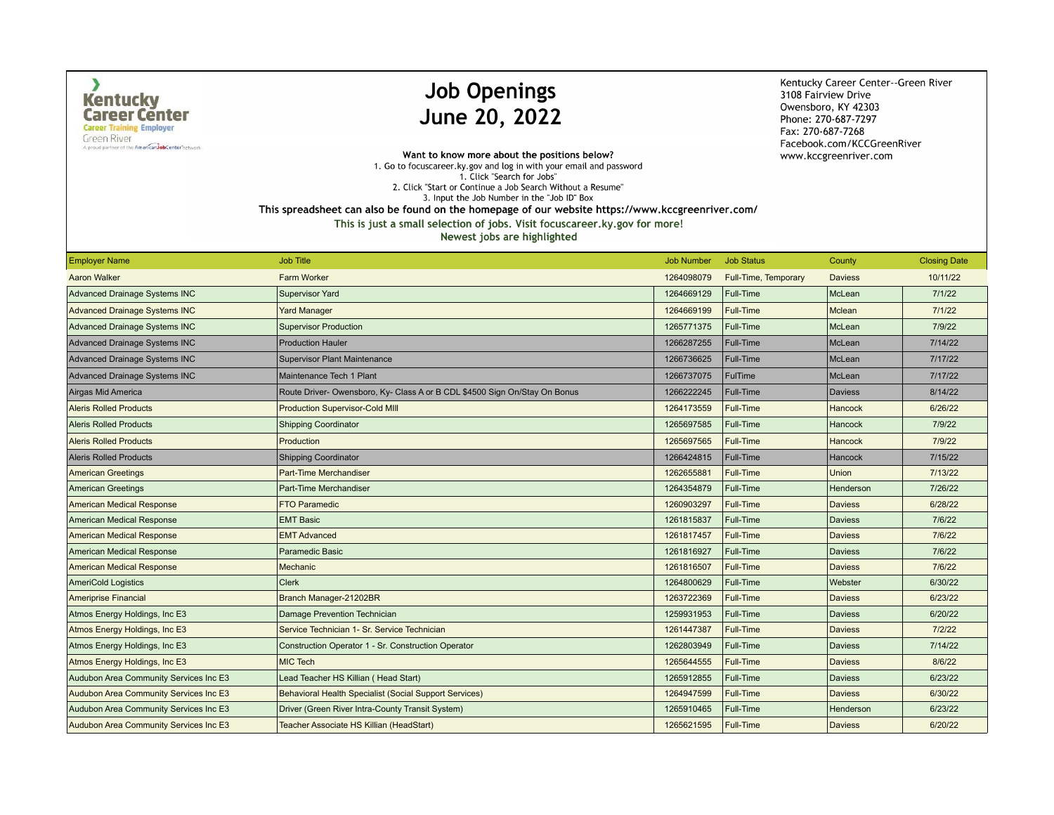Kentucky Career Center
Career Training Employer
Green River
A proud partner of the AmericanJobCenter network

# Job Openings
# June 20, 2022

Kentucky Career Center--Green River
3108 Fairview Drive
Owensboro, KY 42303
Phone: 270-687-7297
Fax: 270-687-7268
Facebook.com/KCCGreenRiver
www.kccgreenriver.com

**Want to know more about the positions below?**

1. Go to focuscareer.ky.gov and log in with your email and password
1. Click "Search for Jobs"
2. Click "Start or Continue a Job Search Without a Resume"
3. Input the Job Number in the "Job ID" Box

**This spreadsheet can also be found on the homepage of our website https://www.kccgreenriver.com/**

**This is just a small selection of jobs. Visit focuscareer.ky.gov for more!**

**Newest jobs are highlighted**

| Employer Name | Job Title | Job Number | Job Status | County | Closing Date |
|---|---|---|---|---|---|
| Aaron Walker | Farm Worker | 1264098079 | Full-Time, Temporary | Daviess | 10/11/22 |
| Advanced Drainage Systems INC | Supervisor Yard | 1264669129 | Full-Time | McLean | 7/1/22 |
| Advanced Drainage Systems INC | Yard Manager | 1264669199 | Full-Time | Mclean | 7/1/22 |
| Advanced Drainage Systems INC | Supervisor Production | 1265771375 | Full-Time | McLean | 7/9/22 |
| Advanced Drainage Systems INC | Production Hauler | 1266287255 | Full-Time | McLean | 7/14/22 |
| Advanced Drainage Systems INC | Supervisor Plant Maintenance | 1266736625 | Full-Time | McLean | 7/17/22 |
| Advanced Drainage Systems INC | Maintenance Tech 1 Plant | 1266737075 | FulTime | McLean | 7/17/22 |
| Airgas Mid America | Route Driver- Owensboro, Ky- Class A or B CDL $4500 Sign On/Stay On Bonus | 1266222245 | Full-Time | Daviess | 8/14/22 |
| Aleris Rolled Products | Production Supervisor-Cold MIll | 1264173559 | Full-Time | Hancock | 6/26/22 |
| Aleris Rolled Products | Shipping Coordinator | 1265697585 | Full-Time | Hancock | 7/9/22 |
| Aleris Rolled Products | Production | 1265697565 | Full-Time | Hancock | 7/9/22 |
| Aleris Rolled Products | Shipping Coordinator | 1266424815 | Full-Time | Hancock | 7/15/22 |
| American Greetings | Part-Time Merchandiser | 1262655881 | Full-Time | Union | 7/13/22 |
| American Greetings | Part-Time Merchandiser | 1264354879 | Full-Time | Henderson | 7/26/22 |
| American Medical Response | FTO Paramedic | 1260903297 | Full-Time | Daviess | 6/28/22 |
| American Medical Response | EMT Basic | 1261815837 | Full-Time | Daviess | 7/6/22 |
| American Medical Response | EMT Advanced | 1261817457 | Full-Time | Daviess | 7/6/22 |
| American Medical Response | Paramedic Basic | 1261816927 | Full-Time | Daviess | 7/6/22 |
| American Medical Response | Mechanic | 1261816507 | Full-Time | Daviess | 7/6/22 |
| AmeriCold Logistics | Clerk | 1264800629 | Full-Time | Webster | 6/30/22 |
| Ameriprise Financial | Branch Manager-21202BR | 1263722369 | Full-Time | Daviess | 6/23/22 |
| Atmos Energy Holdings, Inc E3 | Damage Prevention Technician | 1259931953 | Full-Time | Daviess | 6/20/22 |
| Atmos Energy Holdings, Inc E3 | Service Technician 1- Sr. Service Technician | 1261447387 | Full-Time | Daviess | 7/2/22 |
| Atmos Energy Holdings, Inc E3 | Construction Operator 1 - Sr. Construction Operator | 1262803949 | Full-Time | Daviess | 7/14/22 |
| Atmos Energy Holdings, Inc E3 | MIC Tech | 1265644555 | Full-Time | Daviess | 8/6/22 |
| Audubon Area Community Services Inc E3 | Lead Teacher HS Killian ( Head Start) | 1265912855 | Full-Time | Daviess | 6/23/22 |
| Audubon Area Community Services Inc E3 | Behavioral Health Specialist (Social Support Services) | 1264947599 | Full-Time | Daviess | 6/30/22 |
| Audubon Area Community Services Inc E3 | Driver (Green River Intra-County Transit System) | 1265910465 | Full-Time | Henderson | 6/23/22 |
| Audubon Area Community Services Inc E3 | Teacher Associate HS Killian (HeadStart) | 1265621595 | Full-Time | Daviess | 6/20/22 |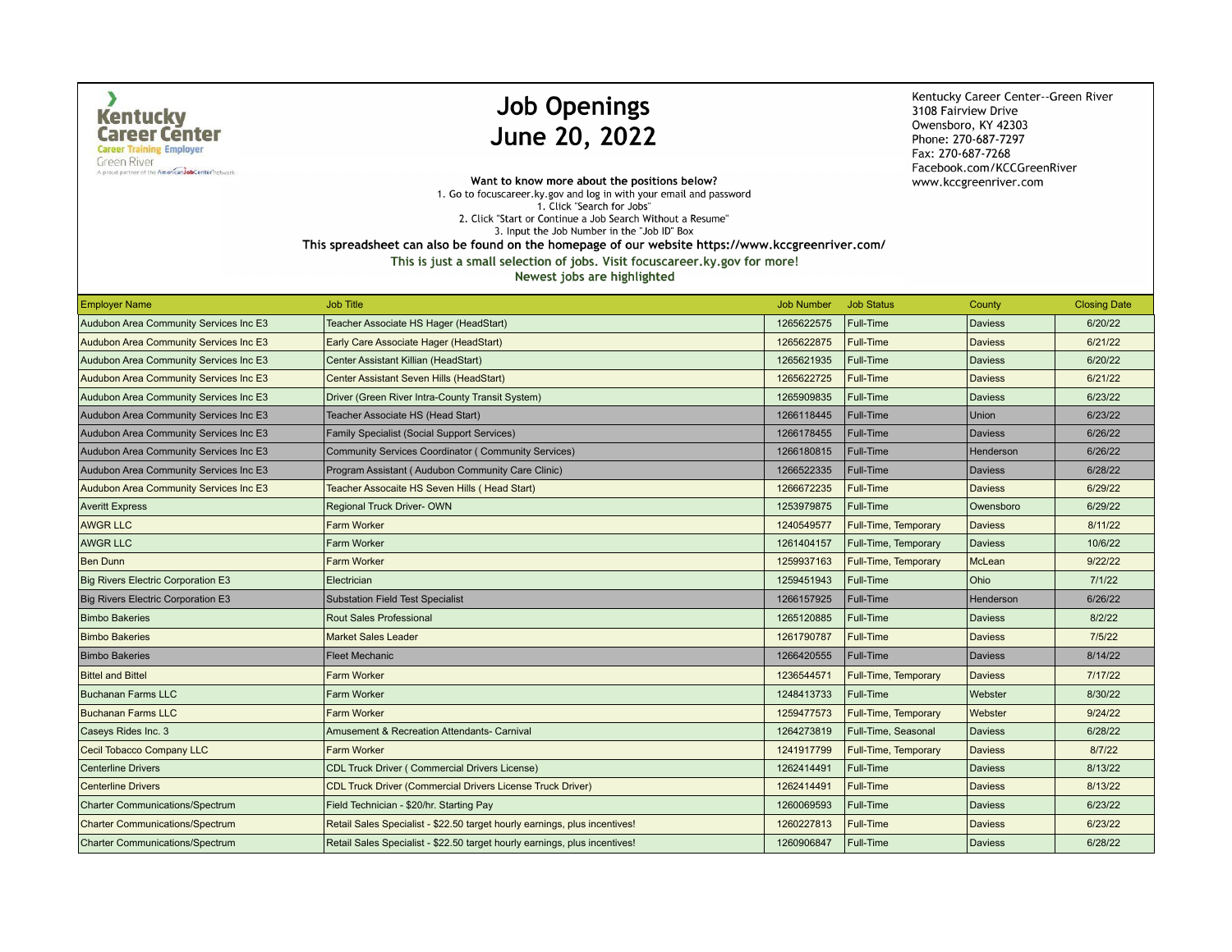Kentucky Career Center
Career Training Employer
Green River
A proud partner of the AmericanJobCenter network

# Job Openings
# June 20, 2022

Kentucky Career Center--Green River
3108 Fairview Drive
Owensboro, KY 42303
Phone: 270-687-7297
Fax: 270-687-7268
Facebook.com/KCCGreenRiver
www.kccgreenriver.com

**Want to know more about the positions below?**

1. Go to focuscareer.ky.gov and log in with your email and password
1. Click "Search for Jobs"
2. Click "Start or Continue a Job Search Without a Resume"
3. Input the Job Number in the "Job ID" Box

**This spreadsheet can also be found on the homepage of our website https://www.kccgreenriver.com/**

**This is just a small selection of jobs. Visit focuscareer.ky.gov for more!**

**Newest jobs are highlighted**

| Employer Name | Job Title | Job Number | Job Status | County | Closing Date |
|---|---|---|---|---|---|
| Audubon Area Community Services Inc E3 | Teacher Associate HS Hager (HeadStart) | 1265622575 | Full-Time | Daviess | 6/20/22 |
| Audubon Area Community Services Inc E3 | Early Care Associate Hager (HeadStart) | 1265622875 | Full-Time | Daviess | 6/21/22 |
| Audubon Area Community Services Inc E3 | Center Assistant Killian (HeadStart) | 1265621935 | Full-Time | Daviess | 6/20/22 |
| Audubon Area Community Services Inc E3 | Center Assistant Seven Hills (HeadStart) | 1265622725 | Full-Time | Daviess | 6/21/22 |
| Audubon Area Community Services Inc E3 | Driver (Green River Intra-County Transit System) | 1265909835 | Full-Time | Daviess | 6/23/22 |
| Audubon Area Community Services Inc E3 | Teacher Associate HS (Head Start) | 1266118445 | Full-Time | Union | 6/23/22 |
| Audubon Area Community Services Inc E3 | Family Specialist (Social Support Services) | 1266178455 | Full-Time | Daviess | 6/26/22 |
| Audubon Area Community Services Inc E3 | Community Services Coordinator ( Community Services) | 1266180815 | Full-Time | Henderson | 6/26/22 |
| Audubon Area Community Services Inc E3 | Program Assistant ( Audubon Community Care Clinic) | 1266522335 | Full-Time | Daviess | 6/28/22 |
| Audubon Area Community Services Inc E3 | Teacher Assocaite HS Seven Hills ( Head Start) | 1266672235 | Full-Time | Daviess | 6/29/22 |
| Averitt Express | Regional Truck Driver- OWN | 1253979875 | Full-Time | Owensboro | 6/29/22 |
| AWGR LLC | Farm Worker | 1240549577 | Full-Time, Temporary | Daviess | 8/11/22 |
| AWGR LLC | Farm Worker | 1261404157 | Full-Time, Temporary | Daviess | 10/6/22 |
| Ben Dunn | Farm Worker | 1259937163 | Full-Time, Temporary | McLean | 9/22/22 |
| Big Rivers Electric Corporation E3 | Electrician | 1259451943 | Full-Time | Ohio | 7/1/22 |
| Big Rivers Electric Corporation E3 | Substation Field Test Specialist | 1266157925 | Full-Time | Henderson | 6/26/22 |
| Bimbo Bakeries | Rout Sales Professional | 1265120885 | Full-Time | Daviess | 8/2/22 |
| Bimbo Bakeries | Market Sales Leader | 1261790787 | Full-Time | Daviess | 7/5/22 |
| Bimbo Bakeries | Fleet Mechanic | 1266420555 | Full-Time | Daviess | 8/14/22 |
| Bittel and Bittel | Farm Worker | 1236544571 | Full-Time, Temporary | Daviess | 7/17/22 |
| Buchanan Farms LLC | Farm Worker | 1248413733 | Full-Time | Webster | 8/30/22 |
| Buchanan Farms LLC | Farm Worker | 1259477573 | Full-Time, Temporary | Webster | 9/24/22 |
| Caseys Rides Inc. 3 | Amusement & Recreation Attendants- Carnival | 1264273819 | Full-Time, Seasonal | Daviess | 6/28/22 |
| Cecil Tobacco Company LLC | Farm Worker | 1241917799 | Full-Time, Temporary | Daviess | 8/7/22 |
| Centerline Drivers | CDL Truck Driver ( Commercial Drivers License) | 1262414491 | Full-Time | Daviess | 8/13/22 |
| Centerline Drivers | CDL Truck Driver (Commercial Drivers License Truck Driver) | 1262414491 | Full-Time | Daviess | 8/13/22 |
| Charter Communications/Spectrum | Field Technician - $20/hr. Starting Pay | 1260069593 | Full-Time | Daviess | 6/23/22 |
| Charter Communications/Spectrum | Retail Sales Specialist - $22.50 target hourly earnings, plus incentives! | 1260227813 | Full-Time | Daviess | 6/23/22 |
| Charter Communications/Spectrum | Retail Sales Specialist - $22.50 target hourly earnings, plus incentives! | 1260906847 | Full-Time | Daviess | 6/28/22 |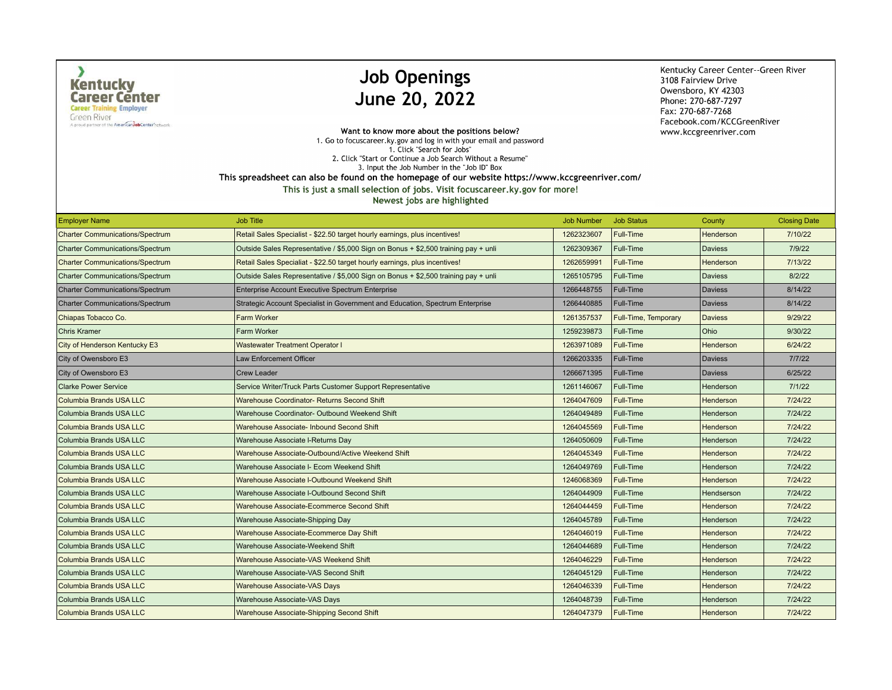Kentucky Career Center
Career Training Employer
Green River
A proud partner of the AmericanJobCenter network

# Job Openings
# June 20, 2022

Kentucky Career Center--Green River
3108 Fairview Drive
Owensboro, KY 42303
Phone: 270-687-7297
Fax: 270-687-7268
Facebook.com/KCCGreenRiver
www.kccgreenriver.com

**Want to know more about the positions below?**

1. Go to focuscareer.ky.gov and log in with your email and password
1. Click "Search for Jobs"
2. Click "Start or Continue a Job Search Without a Resume"
3. Input the Job Number in the "Job ID" Box

**This spreadsheet can also be found on the homepage of our website https://www.kccgreenriver.com/**

**This is just a small selection of jobs. Visit focuscareer.ky.gov for more!**

**Newest jobs are highlighted**

| Employer Name | Job Title | Job Number | Job Status | County | Closing Date |
|---|---|---|---|---|---|
| Charter Communications/Spectrum | Retail Sales Specialist - $22.50 target hourly earnings, plus incentives! | 1262323607 | Full-Time | Henderson | 7/10/22 |
| Charter Communications/Spectrum | Outside Sales Representative / $5,000 Sign on Bonus + $2,500 training pay + unli | 1262309367 | Full-Time | Daviess | 7/9/22 |
| Charter Communications/Spectrum | Retail Sales Specialiat - $22.50 target hourly earnings, plus incentives! | 1262659991 | Full-Time | Henderson | 7/13/22 |
| Charter Communications/Spectrum | Outside Sales Representative / $5,000 Sign on Bonus + $2,500 training pay + unli | 1265105795 | Full-Time | Daviess | 8/2/22 |
| Charter Communications/Spectrum | Enterprise Account Executive Spectrum Enterprise | 1266448755 | Full-Time | Daviess | 8/14/22 |
| Charter Communications/Spectrum | Strategic Account Specialist in Government and Education, Spectrum Enterprise | 1266440885 | Full-Time | Daviess | 8/14/22 |
| Chiapas Tobacco Co. | Farm Worker | 1261357537 | Full-Time, Temporary | Daviess | 9/29/22 |
| Chris Kramer | Farm Worker | 1259239873 | Full-Time | Ohio | 9/30/22 |
| City of Henderson Kentucky E3 | Wastewater Treatment Operator I | 1263971089 | Full-Time | Henderson | 6/24/22 |
| City of Owensboro E3 | Law Enforcement Officer | 1266203335 | Full-Time | Daviess | 7/7/22 |
| City of Owensboro E3 | Crew Leader | 1266671395 | Full-Time | Daviess | 6/25/22 |
| Clarke Power Service | Service Writer/Truck Parts Customer Support Representative | 1261146067 | Full-Time | Henderson | 7/1/22 |
| Columbia Brands USA LLC | Warehouse Coordinator- Returns Second Shift | 1264047609 | Full-Time | Henderson | 7/24/22 |
| Columbia Brands USA LLC | Warehouse Coordinator- Outbound Weekend Shift | 1264049489 | Full-Time | Henderson | 7/24/22 |
| Columbia Brands USA LLC | Warehouse Associate- Inbound Second Shift | 1264045569 | Full-Time | Henderson | 7/24/22 |
| Columbia Brands USA LLC | Warehouse Associate I-Returns Day | 1264050609 | Full-Time | Henderson | 7/24/22 |
| Columbia Brands USA LLC | Warehouse Associate-Outbound/Active Weekend Shift | 1264045349 | Full-Time | Henderson | 7/24/22 |
| Columbia Brands USA LLC | Warehouse Associate I- Ecom Weekend Shift | 1264049769 | Full-Time | Henderson | 7/24/22 |
| Columbia Brands USA LLC | Warehouse Associate I-Outbound Weekend Shift | 1246068369 | Full-Time | Henderson | 7/24/22 |
| Columbia Brands USA LLC | Warehouse Associate I-Outbound Second Shift | 1264044909 | Full-Time | Hendserson | 7/24/22 |
| Columbia Brands USA LLC | Warehouse Associate-Ecommerce Second Shift | 1264044459 | Full-Time | Henderson | 7/24/22 |
| Columbia Brands USA LLC | Warehouse Associate-Shipping Day | 1264045789 | Full-Time | Henderson | 7/24/22 |
| Columbia Brands USA LLC | Warehouse Associate-Ecommerce Day Shift | 1264046019 | Full-Time | Henderson | 7/24/22 |
| Columbia Brands USA LLC | Warehouse Associate-Weekend Shift | 1264044689 | Full-Time | Henderson | 7/24/22 |
| Columbia Brands USA LLC | Warehouse Associate-VAS Weekend Shift | 1264046229 | Full-Time | Henderson | 7/24/22 |
| Columbia Brands USA LLC | Warehouse Associate-VAS Second Shift | 1264045129 | Full-Time | Henderson | 7/24/22 |
| Columbia Brands USA LLC | Warehouse Associate-VAS Days | 1264046339 | Full-Time | Henderson | 7/24/22 |
| Columbia Brands USA LLC | Warehouse Associate-VAS Days | 1264048739 | Full-Time | Henderson | 7/24/22 |
| Columbia Brands USA LLC | Warehouse Associate-Shipping Second Shift | 1264047379 | Full-Time | Henderson | 7/24/22 |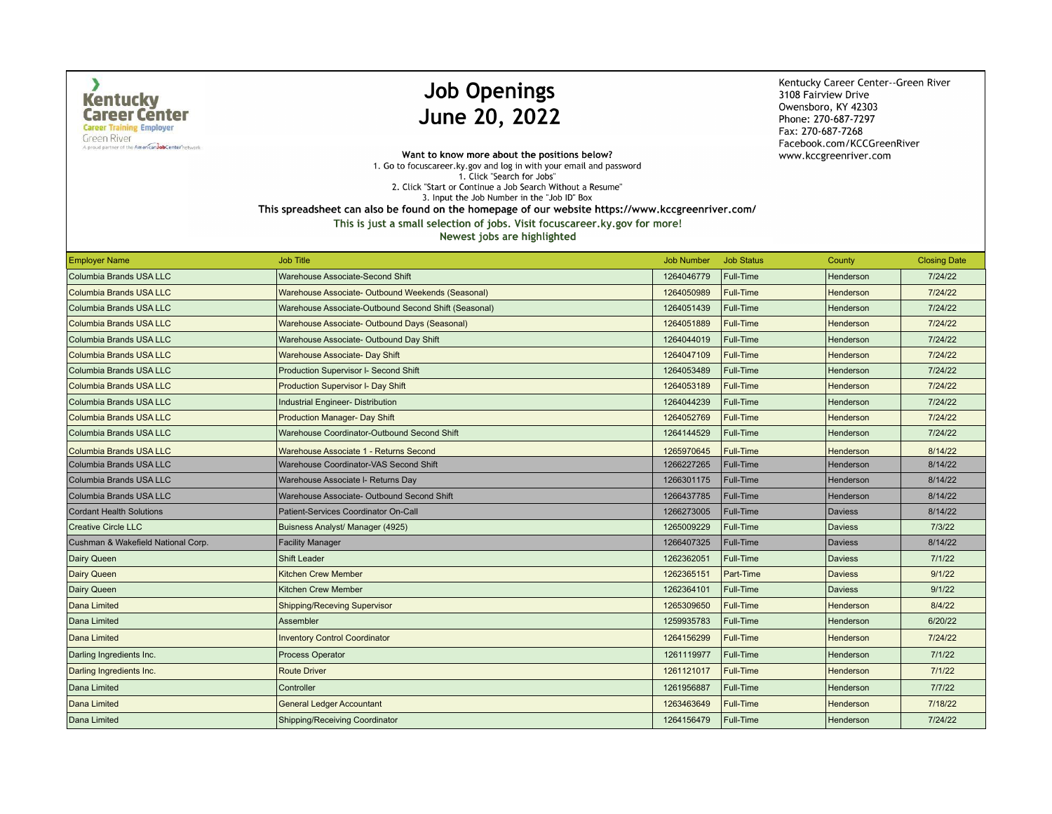# Job Openings
# June 20, 2022

Kentucky Career Center--Green River
3108 Fairview Drive
Owensboro, KY 42303
Phone: 270-687-7297
Fax: 270-687-7268
Facebook.com/KCCGreenRiver
www.kccgreenriver.com

**Want to know more about the positions below?**

1. Go to focuscareer.ky.gov and log in with your email and password
1. Click "Search for Jobs"
2. Click "Start or Continue a Job Search Without a Resume"
3. Input the Job Number in the "Job ID" Box

**This spreadsheet can also be found on the homepage of our website https://www.kccgreenriver.com/**

**This is just a small selection of jobs. Visit focuscareer.ky.gov for more!**

**Newest jobs are highlighted**

| Employer Name | Job Title | Job Number | Job Status | County | Closing Date |
|---|---|---|---|---|---|
| Columbia Brands USA LLC | Warehouse Associate-Second Shift | 1264046779 | Full-Time | Henderson | 7/24/22 |
| Columbia Brands USA LLC | Warehouse Associate- Outbound Weekends (Seasonal) | 1264050989 | Full-Time | Henderson | 7/24/22 |
| Columbia Brands USA LLC | Warehouse Associate-Outbound Second Shift (Seasonal) | 1264051439 | Full-Time | Henderson | 7/24/22 |
| Columbia Brands USA LLC | Warehouse Associate- Outbound Days (Seasonal) | 1264051889 | Full-Time | Henderson | 7/24/22 |
| Columbia Brands USA LLC | Warehouse Associate- Outbound Day Shift | 1264044019 | Full-Time | Henderson | 7/24/22 |
| Columbia Brands USA LLC | Warehouse Associate- Day Shift | 1264047109 | Full-Time | Henderson | 7/24/22 |
| Columbia Brands USA LLC | Production Supervisor I- Second Shift | 1264053489 | Full-Time | Henderson | 7/24/22 |
| Columbia Brands USA LLC | Production Supervisor I- Day Shift | 1264053189 | Full-Time | Henderson | 7/24/22 |
| Columbia Brands USA LLC | Industrial Engineer- Distribution | 1264044239 | Full-Time | Henderson | 7/24/22 |
| Columbia Brands USA LLC | Production Manager- Day Shift | 1264052769 | Full-Time | Henderson | 7/24/22 |
| Columbia Brands USA LLC | Warehouse Coordinator-Outbound Second Shift | 1264144529 | Full-Time | Henderson | 7/24/22 |
| Columbia Brands USA LLC | Warehouse Associate 1 - Returns Second | 1265970645 | Full-Time | Henderson | 8/14/22 |
| Columbia Brands USA LLC | Warehouse Coordinator-VAS Second Shift | 1266227265 | Full-Time | Henderson | 8/14/22 |
| Columbia Brands USA LLC | Warehouse Associate I- Returns Day | 1266301175 | Full-Time | Henderson | 8/14/22 |
| Columbia Brands USA LLC | Warehouse Associate- Outbound Second Shift | 1266437785 | Full-Time | Henderson | 8/14/22 |
| Cordant Health Solutions | Patient-Services Coordinator On-Call | 1266273005 | Full-Time | Daviess | 8/14/22 |
| Creative Circle LLC | Buisness Analyst/ Manager (4925) | 1265009229 | Full-Time | Daviess | 7/3/22 |
| Cushman & Wakefield National Corp. | Facility Manager | 1266407325 | Full-Time | Daviess | 8/14/22 |
| Dairy Queen | Shift Leader | 1262362051 | Full-Time | Daviess | 7/1/22 |
| Dairy Queen | Kitchen Crew Member | 1262365151 | Part-Time | Daviess | 9/1/22 |
| Dairy Queen | Kitchen Crew Member | 1262364101 | Full-Time | Daviess | 9/1/22 |
| Dana Limited | Shipping/Receving Supervisor | 1265309650 | Full-Time | Henderson | 8/4/22 |
| Dana Limited | Assembler | 1259935783 | Full-Time | Henderson | 6/20/22 |
| Dana Limited | Inventory Control Coordinator | 1264156299 | Full-Time | Henderson | 7/24/22 |
| Darling Ingredients Inc. | Process Operator | 1261119977 | Full-Time | Henderson | 7/1/22 |
| Darling Ingredients Inc. | Route Driver | 1261121017 | Full-Time | Henderson | 7/1/22 |
| Dana Limited | Controller | 1261956887 | Full-Time | Henderson | 7/7/22 |
| Dana Limited | General Ledger Accountant | 1263463649 | Full-Time | Henderson | 7/18/22 |
| Dana Limited | Shipping/Receiving Coordinator | 1264156479 | Full-Time | Henderson | 7/24/22 |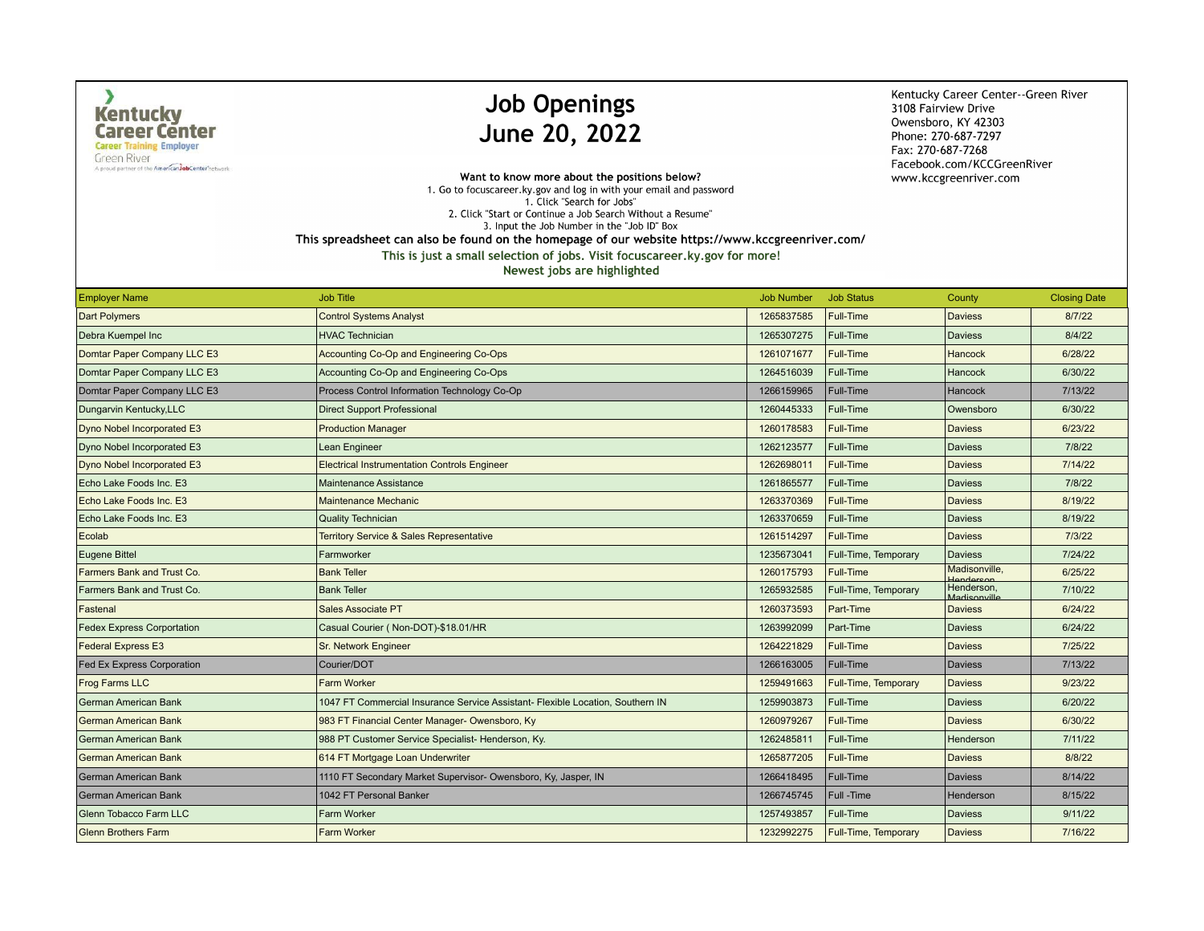Kentucky Career Center
Career Training Employer
Green River
A proud partner of the AmericanJobCenter network

# Job Openings
# June 20, 2022

Kentucky Career Center--Green River
3108 Fairview Drive
Owensboro, KY 42303
Phone: 270-687-7297
Fax: 270-687-7268
Facebook.com/KCCGreenRiver
www.kccgreenriver.com

**Want to know more about the positions below?**
1. Go to focuscareer.ky.gov and log in with your email and password
1. Click "Search for Jobs"
2. Click "Start or Continue a Job Search Without a Resume"
3. Input the Job Number in the "Job ID" Box

**This spreadsheet can also be found on the homepage of our website https://www.kccgreenriver.com/**

**This is just a small selection of jobs. Visit focuscareer.ky.gov for more!**

**Newest jobs are highlighted**

| Employer Name | Job Title | Job Number | Job Status | County | Closing Date |
|---|---|---|---|---|---|
| Dart Polymers | Control Systems Analyst | 1265837585 | Full-Time | Daviess | 8/7/22 |
| Debra Kuempel Inc | HVAC Technician | 1265307275 | Full-Time | Daviess | 8/4/22 |
| Domtar Paper Company LLC E3 | Accounting Co-Op and Engineering Co-Ops | 1261071677 | Full-Time | Hancock | 6/28/22 |
| Domtar Paper Company LLC E3 | Accounting Co-Op and Engineering Co-Ops | 1264516039 | Full-Time | Hancock | 6/30/22 |
| Domtar Paper Company LLC E3 | Process Control Information Technology Co-Op | 1266159965 | Full-Time | Hancock | 7/13/22 |
| Dungarvin Kentucky,LLC | Direct Support Professional | 1260445333 | Full-Time | Owensboro | 6/30/22 |
| Dyno Nobel Incorporated E3 | Production Manager | 1260178583 | Full-Time | Daviess | 6/23/22 |
| Dyno Nobel Incorporated E3 | Lean Engineer | 1262123577 | Full-Time | Daviess | 7/8/22 |
| Dyno Nobel Incorporated E3 | Electrical Instrumentation Controls Engineer | 1262698011 | Full-Time | Daviess | 7/14/22 |
| Echo Lake Foods Inc. E3 | Maintenance Assistance | 1261865577 | Full-Time | Daviess | 7/8/22 |
| Echo Lake Foods Inc. E3 | Maintenance Mechanic | 1263370369 | Full-Time | Daviess | 8/19/22 |
| Echo Lake Foods Inc. E3 | Quality Technician | 1263370659 | Full-Time | Daviess | 8/19/22 |
| Ecolab | Territory Service & Sales Representative | 1261514297 | Full-Time | Daviess | 7/3/22 |
| Eugene Bittel | Farmworker | 1235673041 | Full-Time, Temporary | Daviess | 7/24/22 |
| Farmers Bank and Trust Co. | Bank Teller | 1260175793 | Full-Time | Madisonville, Henderson | 6/25/22 |
| Farmers Bank and Trust Co. | Bank Teller | 1265932585 | Full-Time, Temporary | Henderson, Madisonville | 7/10/22 |
| Fastenal | Sales Associate PT | 1260373593 | Part-Time | Daviess | 6/24/22 |
| Fedex Express Corportation | Casual Courier ( Non-DOT)-$18.01/HR | 1263992099 | Part-Time | Daviess | 6/24/22 |
| Federal Express E3 | Sr. Network Engineer | 1264221829 | Full-Time | Daviess | 7/25/22 |
| Fed Ex Express Corporation | Courier/DOT | 1266163005 | Full-Time | Daviess | 7/13/22 |
| Frog Farms LLC | Farm Worker | 1259491663 | Full-Time, Temporary | Daviess | 9/23/22 |
| German American Bank | 1047 FT Commercial Insurance Service Assistant- Flexible Location, Southern IN | 1259903873 | Full-Time | Daviess | 6/20/22 |
| German American Bank | 983 FT Financial Center Manager- Owensboro, Ky | 1260979267 | Full-Time | Daviess | 6/30/22 |
| German American Bank | 988 PT Customer Service Specialist- Henderson, Ky. | 1262485811 | Full-Time | Henderson | 7/11/22 |
| German American Bank | 614 FT Mortgage Loan Underwriter | 1265877205 | Full-Time | Daviess | 8/8/22 |
| German American Bank | 1110 FT Secondary Market Supervisor- Owensboro, Ky, Jasper, IN | 1266418495 | Full-Time | Daviess | 8/14/22 |
| German American Bank | 1042 FT Personal Banker | 1266745745 | Full -Time | Henderson | 8/15/22 |
| Glenn Tobacco Farm LLC | Farm Worker | 1257493857 | Full-Time | Daviess | 9/11/22 |
| Glenn Brothers Farm | Farm Worker | 1232992275 | Full-Time, Temporary | Daviess | 7/16/22 |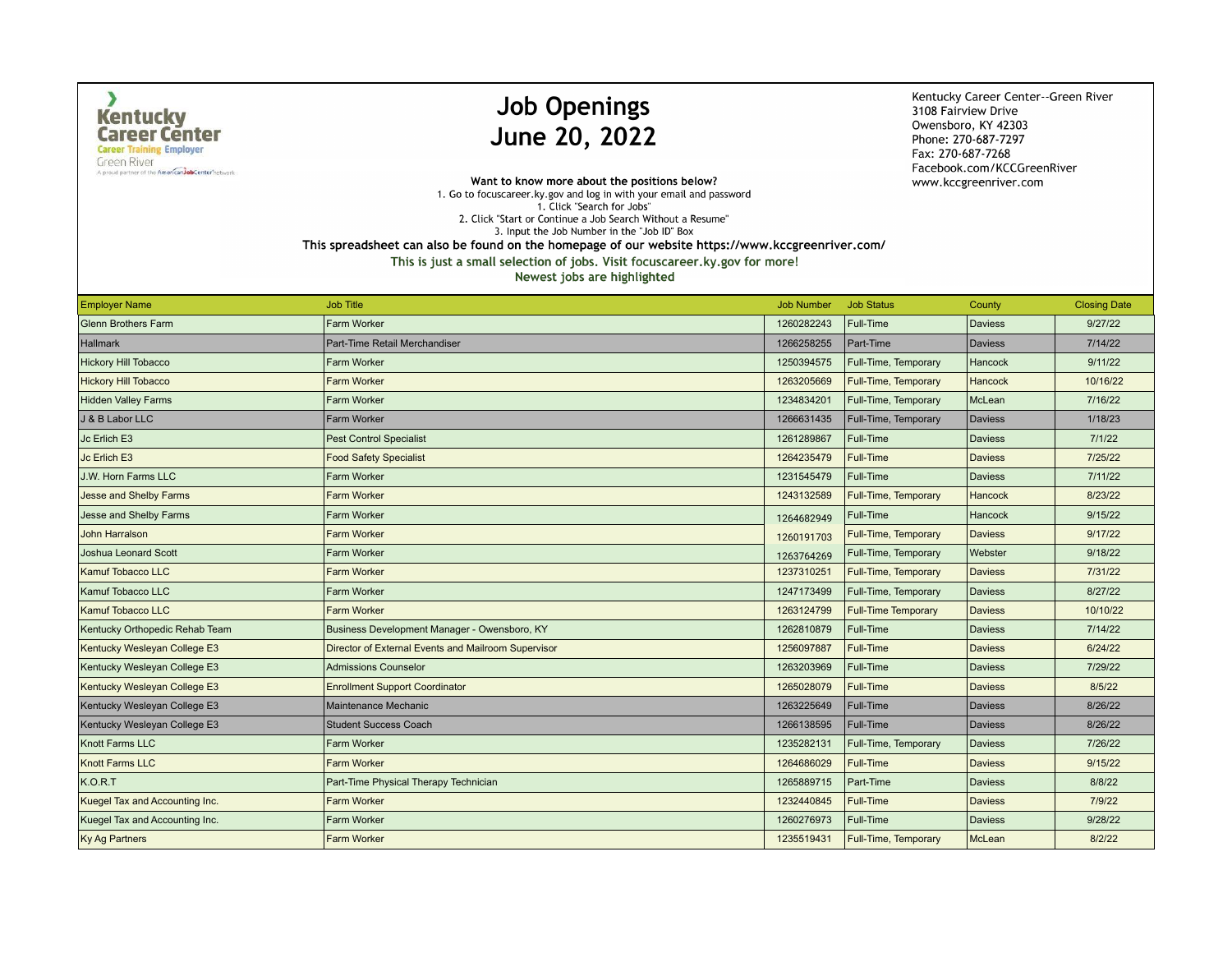Kentucky Career Center
Career Training Employer
Green River
A proud partner of the AmericanJobCenter network

# Job Openings
# June 20, 2022

Kentucky Career Center--Green River
3108 Fairview Drive
Owensboro, KY 42303
Phone: 270-687-7297
Fax: 270-687-7268
Facebook.com/KCCGreenRiver
www.kccgreenriver.com

**Want to know more about the positions below?**
1. Go to focuscareer.ky.gov and log in with your email and password
1. Click "Search for Jobs"
2. Click "Start or Continue a Job Search Without a Resume"
3. Input the Job Number in the "Job ID" Box

**This spreadsheet can also be found on the homepage of our website https://www.kccgreenriver.com/**

**This is just a small selection of jobs. Visit focuscareer.ky.gov for more!**

**Newest jobs are highlighted**

| Employer Name | Job Title | Job Number | Job Status | County | Closing Date |
|---|---|---|---|---|---|
| Glenn Brothers Farm | Farm Worker | 1260282243 | Full-Time | Daviess | 9/27/22 |
| Hallmark | Part-Time Retail Merchandiser | 1266258255 | Part-Time | Daviess | 7/14/22 |
| Hickory Hill Tobacco | Farm Worker | 1250394575 | Full-Time, Temporary | Hancock | 9/11/22 |
| Hickory Hill Tobacco | Farm Worker | 1263205669 | Full-Time, Temporary | Hancock | 10/16/22 |
| Hidden Valley Farms | Farm Worker | 1234834201 | Full-Time, Temporary | McLean | 7/16/22 |
| J & B Labor LLC | Farm Worker | 1266631435 | Full-Time, Temporary | Daviess | 1/18/23 |
| Jc Erlich E3 | Pest Control Specialist | 1261289867 | Full-Time | Daviess | 7/1/22 |
| Jc Erlich E3 | Food Safety Specialist | 1264235479 | Full-Time | Daviess | 7/25/22 |
| J.W. Horn Farms LLC | Farm Worker | 1231545479 | Full-Time | Daviess | 7/11/22 |
| Jesse and Shelby Farms | Farm Worker | 1243132589 | Full-Time, Temporary | Hancock | 8/23/22 |
| Jesse and Shelby Farms | Farm Worker | 1264682949 | Full-Time | Hancock | 9/15/22 |
| John Harralson | Farm Worker | 1260191703 | Full-Time, Temporary | Daviess | 9/17/22 |
| Joshua Leonard Scott | Farm Worker | 1263764269 | Full-Time, Temporary | Webster | 9/18/22 |
| Kamuf Tobacco LLC | Farm Worker | 1237310251 | Full-Time, Temporary | Daviess | 7/31/22 |
| Kamuf Tobacco LLC | Farm Worker | 1247173499 | Full-Time, Temporary | Daviess | 8/27/22 |
| Kamuf Tobacco LLC | Farm Worker | 1263124799 | Full-Time Temporary | Daviess | 10/10/22 |
| Kentucky Orthopedic Rehab Team | Business Development Manager - Owensboro, KY | 1262810879 | Full-Time | Daviess | 7/14/22 |
| Kentucky Wesleyan College E3 | Director of External Events and Mailroom Supervisor | 1256097887 | Full-Time | Daviess | 6/24/22 |
| Kentucky Wesleyan College E3 | Admissions Counselor | 1263203969 | Full-Time | Daviess | 7/29/22 |
| Kentucky Wesleyan College E3 | Enrollment Support Coordinator | 1265028079 | Full-Time | Daviess | 8/5/22 |
| Kentucky Wesleyan College E3 | Maintenance Mechanic | 1263225649 | Full-Time | Daviess | 8/26/22 |
| Kentucky Wesleyan College E3 | Student Success Coach | 1266138595 | Full-Time | Daviess | 8/26/22 |
| Knott Farms LLC | Farm Worker | 1235282131 | Full-Time, Temporary | Daviess | 7/26/22 |
| Knott Farms LLC | Farm Worker | 1264686029 | Full-Time | Daviess | 9/15/22 |
| K.O.R.T | Part-Time Physical Therapy Technician | 1265889715 | Part-Time | Daviess | 8/8/22 |
| Kuegel Tax and Accounting Inc. | Farm Worker | 1232440845 | Full-Time | Daviess | 7/9/22 |
| Kuegel Tax and Accounting Inc. | Farm Worker | 1260276973 | Full-Time | Daviess | 9/28/22 |
| Ky Ag Partners | Farm Worker | 1235519431 | Full-Time, Temporary | McLean | 8/2/22 |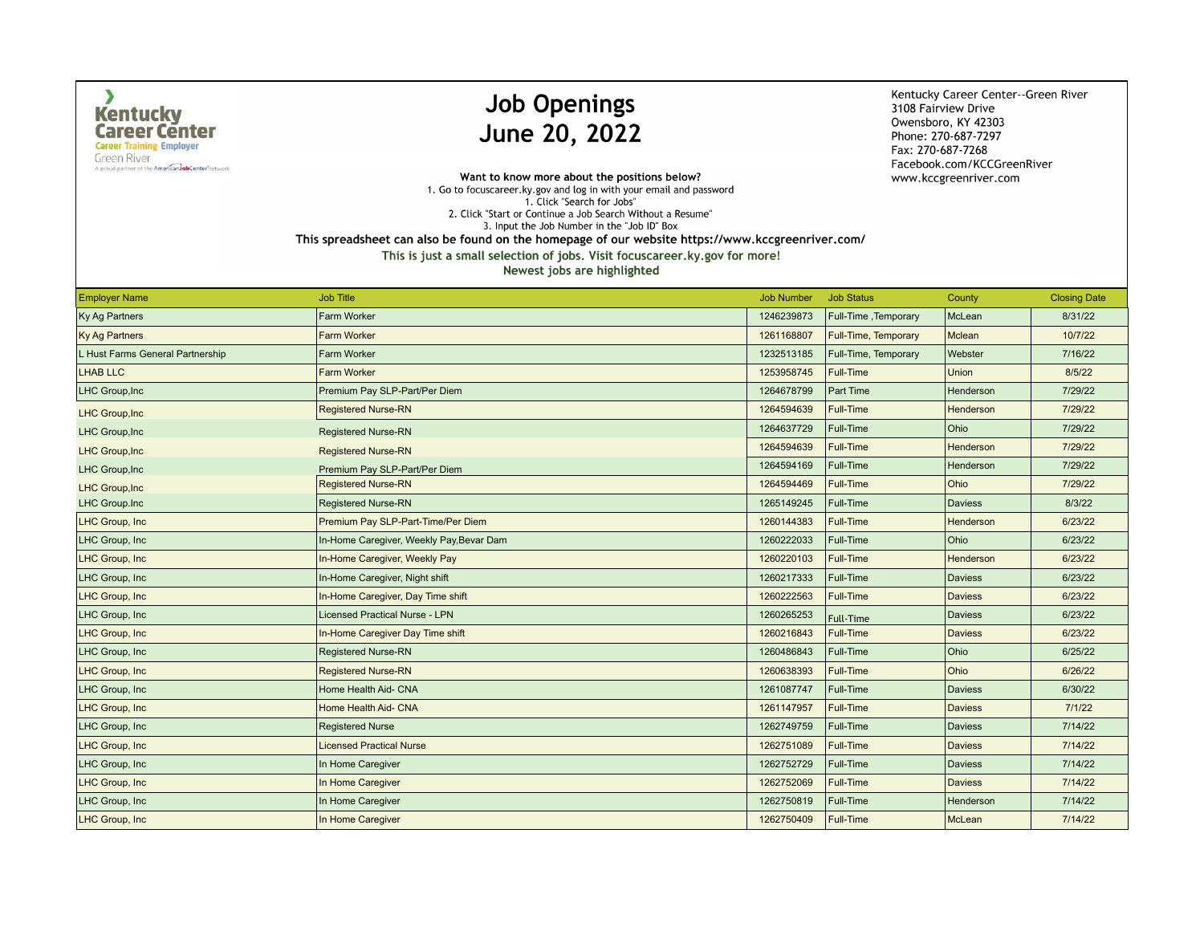# Job Openings
# June 20, 2022

Kentucky Career Center
Career Training Employer
Green River
A proud partner of the AmericanJobCenter network

Kentucky Career Center--Green River
3108 Fairview Drive
Owensboro, KY 42303
Phone: 270-687-7297
Fax: 270-687-7268
Facebook.com/KCCGreenRiver
www.kccgreenriver.com

**Want to know more about the positions below?**

1. Go to focuscareer.ky.gov and log in with your email and password
1. Click "Search for Jobs"
2. Click "Start or Continue a Job Search Without a Resume"
3. Input the Job Number in the "Job ID" Box

**This spreadsheet can also be found on the homepage of our website https://www.kccgreenriver.com/**

**This is just a small selection of jobs. Visit focuscareer.ky.gov for more!**

**Newest jobs are highlighted**

| Employer Name | Job Title | Job Number | Job Status | County | Closing Date |
|---|---|---|---|---|---|
| Ky Ag Partners | Farm Worker | 1246239873 | Full-Time ,Temporary | McLean | 8/31/22 |
| Ky Ag Partners | Farm Worker | 1261168807 | Full-Time, Temporary | Mclean | 10/7/22 |
| L Hust Farms General Partnership | Farm Worker | 1232513185 | Full-Time, Temporary | Webster | 7/16/22 |
| LHAB LLC | Farm Worker | 1253958745 | Full-Time | Union | 8/5/22 |
| LHC Group,Inc | Premium Pay SLP-Part/Per Diem | 1264678799 | Part Time | Henderson | 7/29/22 |
| LHC Group,Inc | Registered Nurse-RN | 1264594639 | Full-Time | Henderson | 7/29/22 |
| LHC Group,Inc | Registered Nurse-RN | 1264637729 | Full-Time | Ohio | 7/29/22 |
| LHC Group,Inc | Registered Nurse-RN | 1264594639 | Full-Time | Henderson | 7/29/22 |
| LHC Group,Inc | Premium Pay SLP-Part/Per Diem | 1264594169 | Full-Time | Henderson | 7/29/22 |
| LHC Group,Inc | Registered Nurse-RN | 1264594469 | Full-Time | Ohio | 7/29/22 |
| LHC Group.Inc | Registered Nurse-RN | 1265149245 | Full-Time | Daviess | 8/3/22 |
| LHC Group, Inc | Premium Pay SLP-Part-Time/Per Diem | 1260144383 | Full-Time | Henderson | 6/23/22 |
| LHC Group, Inc | In-Home Caregiver, Weekly Pay,Bevar Dam | 1260222033 | Full-Time | Ohio | 6/23/22 |
| LHC Group, Inc | In-Home Caregiver, Weekly Pay | 1260220103 | Full-Time | Henderson | 6/23/22 |
| LHC Group, Inc | In-Home Caregiver, Night shift | 1260217333 | Full-Time | Daviess | 6/23/22 |
| LHC Group, Inc | In-Home Caregiver, Day Time shift | 1260222563 | Full-Time | Daviess | 6/23/22 |
| LHC Group, Inc | Licensed Practical Nurse - LPN | 1260265253 | Full-Time | Daviess | 6/23/22 |
| LHC Group, Inc | In-Home Caregiver Day Time shift | 1260216843 | Full-Time | Daviess | 6/23/22 |
| LHC Group, Inc | Registered Nurse-RN | 1260486843 | Full-Time | Ohio | 6/25/22 |
| LHC Group, Inc | Registered Nurse-RN | 1260638393 | Full-Time | Ohio | 6/26/22 |
| LHC Group, Inc | Home Health Aid- CNA | 1261087747 | Full-Time | Daviess | 6/30/22 |
| LHC Group, Inc | Home Health Aid- CNA | 1261147957 | Full-Time | Daviess | 7/1/22 |
| LHC Group, Inc | Registered Nurse | 1262749759 | Full-Time | Daviess | 7/14/22 |
| LHC Group, Inc | Licensed Practical Nurse | 1262751089 | Full-Time | Daviess | 7/14/22 |
| LHC Group, Inc | In Home Caregiver | 1262752729 | Full-Time | Daviess | 7/14/22 |
| LHC Group, Inc | In Home Caregiver | 1262752069 | Full-Time | Daviess | 7/14/22 |
| LHC Group, Inc | In Home Caregiver | 1262750819 | Full-Time | Henderson | 7/14/22 |
| LHC Group, Inc | In Home Caregiver | 1262750409 | Full-Time | McLean | 7/14/22 |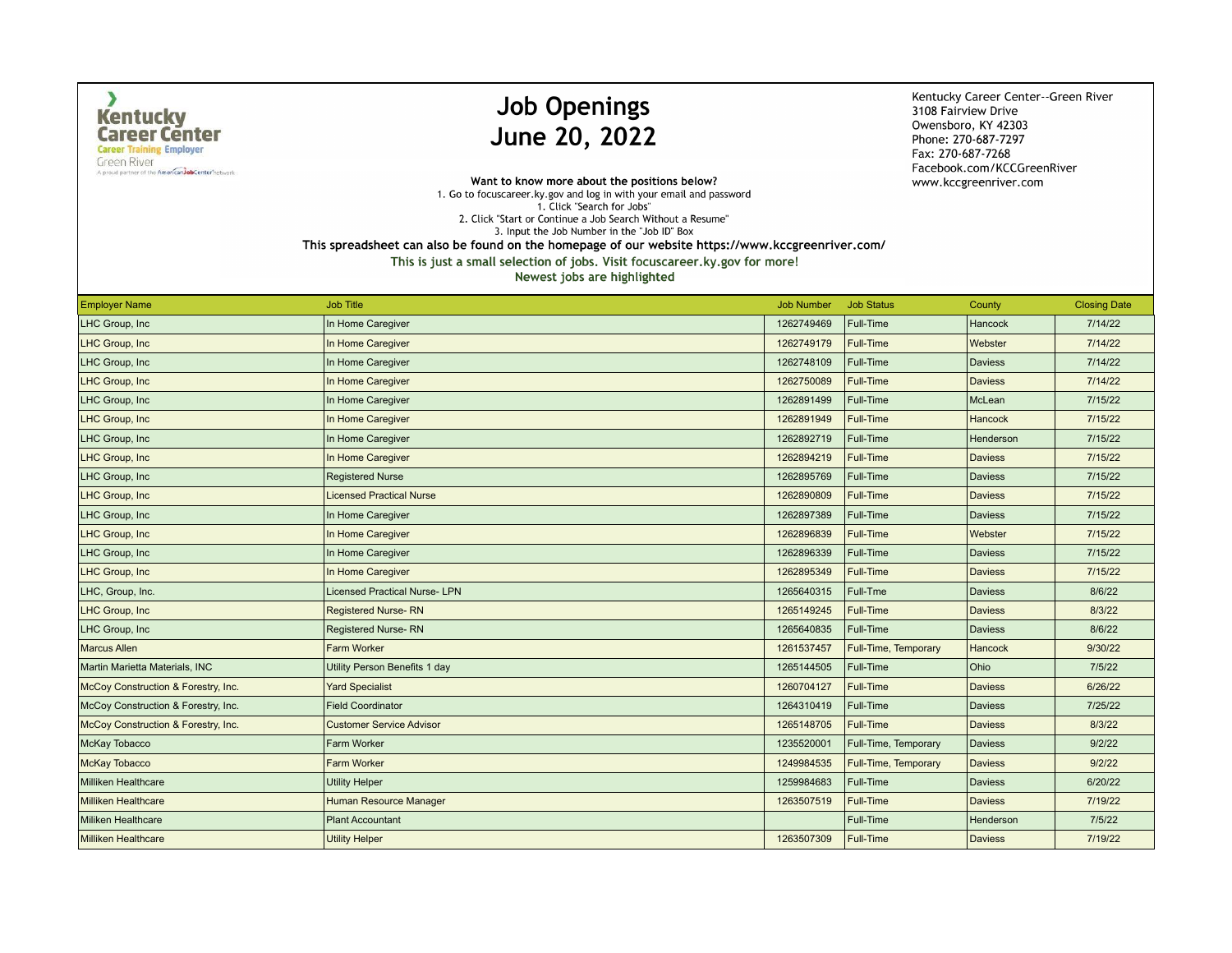# Job Openings
## June 20, 2022

Kentucky Career Center--Green River
3108 Fairview Drive
Owensboro, KY 42303
Phone: 270-687-7297
Fax: 270-687-7268
Facebook.com/KCCGreenRiver
www.kccgreenriver.com

**Want to know more about the positions below?**

1. Go to focuscareer.ky.gov and log in with your email and password
1. Click "Search for Jobs"
2. Click "Start or Continue a Job Search Without a Resume"
3. Input the Job Number in the "Job ID" Box

**This spreadsheet can also be found on the homepage of our website https://www.kccgreenriver.com/**

**This is just a small selection of jobs. Visit focuscareer.ky.gov for more!**

**Newest jobs are highlighted**

| Employer Name | Job Title | Job Number | Job Status | County | Closing Date |
|---|---|---|---|---|---|
| LHC Group, Inc | In Home Caregiver | 1262749469 | Full-Time | Hancock | 7/14/22 |
| LHC Group, Inc | In Home Caregiver | 1262749179 | Full-Time | Webster | 7/14/22 |
| LHC Group, Inc | In Home Caregiver | 1262748109 | Full-Time | Daviess | 7/14/22 |
| LHC Group, Inc | In Home Caregiver | 1262750089 | Full-Time | Daviess | 7/14/22 |
| LHC Group, Inc | In Home Caregiver | 1262891499 | Full-Time | McLean | 7/15/22 |
| LHC Group, Inc | In Home Caregiver | 1262891949 | Full-Time | Hancock | 7/15/22 |
| LHC Group, Inc | In Home Caregiver | 1262892719 | Full-Time | Henderson | 7/15/22 |
| LHC Group, Inc | In Home Caregiver | 1262894219 | Full-Time | Daviess | 7/15/22 |
| LHC Group, Inc | Registered Nurse | 1262895769 | Full-Time | Daviess | 7/15/22 |
| LHC Group, Inc | Licensed Practical Nurse | 1262890809 | Full-Time | Daviess | 7/15/22 |
| LHC Group, Inc | In Home Caregiver | 1262897389 | Full-Time | Daviess | 7/15/22 |
| LHC Group, Inc | In Home Caregiver | 1262896839 | Full-Time | Webster | 7/15/22 |
| LHC Group, Inc | In Home Caregiver | 1262896339 | Full-Time | Daviess | 7/15/22 |
| LHC Group, Inc | In Home Caregiver | 1262895349 | Full-Time | Daviess | 7/15/22 |
| LHC, Group, Inc. | Licensed Practical Nurse- LPN | 1265640315 | Full-Tme | Daviess | 8/6/22 |
| LHC Group, Inc | Registered Nurse- RN | 1265149245 | Full-Time | Daviess | 8/3/22 |
| LHC Group, Inc | Registered Nurse- RN | 1265640835 | Full-Time | Daviess | 8/6/22 |
| Marcus Allen | Farm Worker | 1261537457 | Full-Time, Temporary | Hancock | 9/30/22 |
| Martin Marietta Materials, INC | Utility Person Benefits 1 day | 1265144505 | Full-Time | Ohio | 7/5/22 |
| McCoy Construction & Forestry, Inc. | Yard Specialist | 1260704127 | Full-Time | Daviess | 6/26/22 |
| McCoy Construction & Forestry, Inc. | Field Coordinator | 1264310419 | Full-Time | Daviess | 7/25/22 |
| McCoy Construction & Forestry, Inc. | Customer Service Advisor | 1265148705 | Full-Time | Daviess | 8/3/22 |
| McKay Tobacco | Farm Worker | 1235520001 | Full-Time, Temporary | Daviess | 9/2/22 |
| McKay Tobacco | Farm Worker | 1249984535 | Full-Time, Temporary | Daviess | 9/2/22 |
| Milliken Healthcare | Utility Helper | 1259984683 | Full-Time | Daviess | 6/20/22 |
| Milliken Healthcare | Human Resource Manager | 1263507519 | Full-Time | Daviess | 7/19/22 |
| Miliken Healthcare | Plant Accountant | | Full-Time | Henderson | 7/5/22 |
| Milliken Healthcare | Utility Helper | 1263507309 | Full-Time | Daviess | 7/19/22 |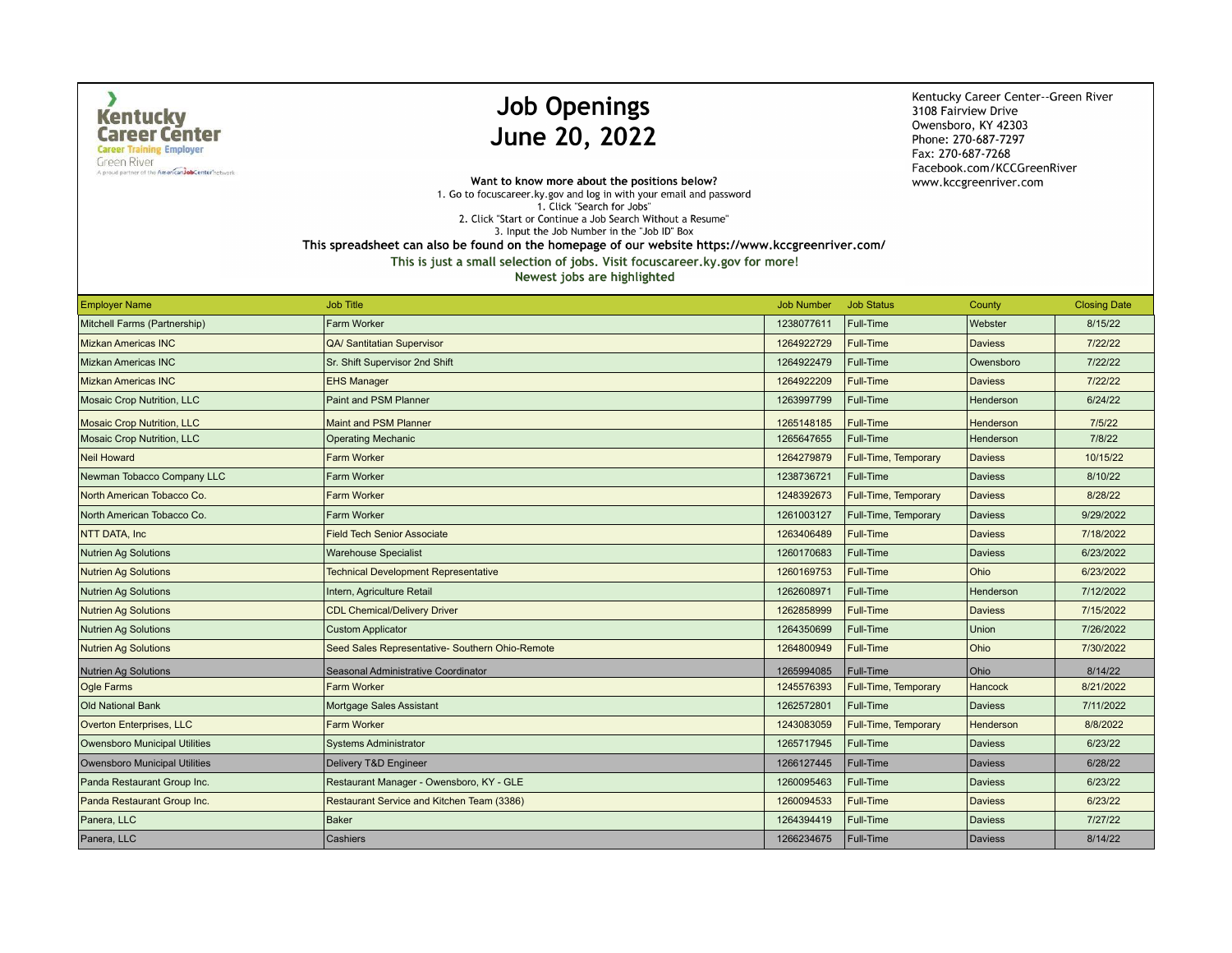Kentucky Career Center
Career Training Employer
Green River
A proud partner of the AmericanJobCenter network

# Job Openings
# June 20, 2022

Kentucky Career Center--Green River
3108 Fairview Drive
Owensboro, KY 42303
Phone: 270-687-7297
Fax: 270-687-7268
Facebook.com/KCCGreenRiver
www.kccgreenriver.com

**Want to know more about the positions below?**
1. Go to focuscareer.ky.gov and log in with your email and password
1. Click "Search for Jobs"
2. Click "Start or Continue a Job Search Without a Resume"
3. Input the Job Number in the "Job ID" Box

**This spreadsheet can also be found on the homepage of our website https://www.kccgreenriver.com/**

**This is just a small selection of jobs. Visit focuscareer.ky.gov for more!**

**Newest jobs are highlighted**

| Employer Name | Job Title | Job Number | Job Status | County | Closing Date |
|---|---|---|---|---|---|
| Mitchell Farms (Partnership) | Farm Worker | 1238077611 | Full-Time | Webster | 8/15/22 |
| Mizkan Americas INC | QA/ Santitatian Supervisor | 1264922729 | Full-Time | Daviess | 7/22/22 |
| Mizkan Americas INC | Sr. Shift Supervisor 2nd Shift | 1264922479 | Full-Time | Owensboro | 7/22/22 |
| Mizkan Americas INC | EHS Manager | 1264922209 | Full-Time | Daviess | 7/22/22 |
| Mosaic Crop Nutrition, LLC | Paint and PSM Planner | 1263997799 | Full-Time | Henderson | 6/24/22 |
| Mosaic Crop Nutrition, LLC | Maint and PSM Planner | 1265148185 | Full-Time | Henderson | 7/5/22 |
| Mosaic Crop Nutrition, LLC | Operating Mechanic | 1265647655 | Full-Time | Henderson | 7/8/22 |
| Neil Howard | Farm Worker | 1264279879 | Full-Time, Temporary | Daviess | 10/15/22 |
| Newman Tobacco Company LLC | Farm Worker | 1238736721 | Full-Time | Daviess | 8/10/22 |
| North American Tobacco Co. | Farm Worker | 1248392673 | Full-Time, Temporary | Daviess | 8/28/22 |
| North American Tobacco Co. | Farm Worker | 1261003127 | Full-Time, Temporary | Daviess | 9/29/2022 |
| NTT DATA, Inc | Field Tech Senior Associate | 1263406489 | Full-Time | Daviess | 7/18/2022 |
| Nutrien Ag Solutions | Warehouse Specialist | 1260170683 | Full-Time | Daviess | 6/23/2022 |
| Nutrien Ag Solutions | Technical Development Representative | 1260169753 | Full-Time | Ohio | 6/23/2022 |
| Nutrien Ag Solutions | Intern, Agriculture Retail | 1262608971 | Full-Time | Henderson | 7/12/2022 |
| Nutrien Ag Solutions | CDL Chemical/Delivery Driver | 1262858999 | Full-Time | Daviess | 7/15/2022 |
| Nutrien Ag Solutions | Custom Applicator | 1264350699 | Full-Time | Union | 7/26/2022 |
| Nutrien Ag Solutions | Seed Sales Representative- Southern Ohio-Remote | 1264800949 | Full-Time | Ohio | 7/30/2022 |
| Nutrien Ag Solutions | Seasonal Administrative Coordinator | 1265994085 | Full-Time | Ohio | 8/14/22 |
| Ogle Farms | Farm Worker | 1245576393 | Full-Time, Temporary | Hancock | 8/21/2022 |
| Old National Bank | Mortgage Sales Assistant | 1262572801 | Full-Time | Daviess | 7/11/2022 |
| Overton Enterprises, LLC | Farm Worker | 1243083059 | Full-Time, Temporary | Henderson | 8/8/2022 |
| Owensboro Municipal Utilities | Systems Administrator | 1265717945 | Full-Time | Daviess | 6/23/22 |
| Owensboro Municipal Utilities | Delivery T&D Engineer | 1266127445 | Full-Time | Daviess | 6/28/22 |
| Panda Restaurant Group Inc. | Restaurant Manager - Owensboro, KY - GLE | 1260095463 | Full-Time | Daviess | 6/23/22 |
| Panda Restaurant Group Inc. | Restaurant Service and Kitchen Team (3386) | 1260094533 | Full-Time | Daviess | 6/23/22 |
| Panera, LLC | Baker | 1264394419 | Full-Time | Daviess | 7/27/22 |
| Panera, LLC | Cashiers | 1266234675 | Full-Time | Daviess | 8/14/22 |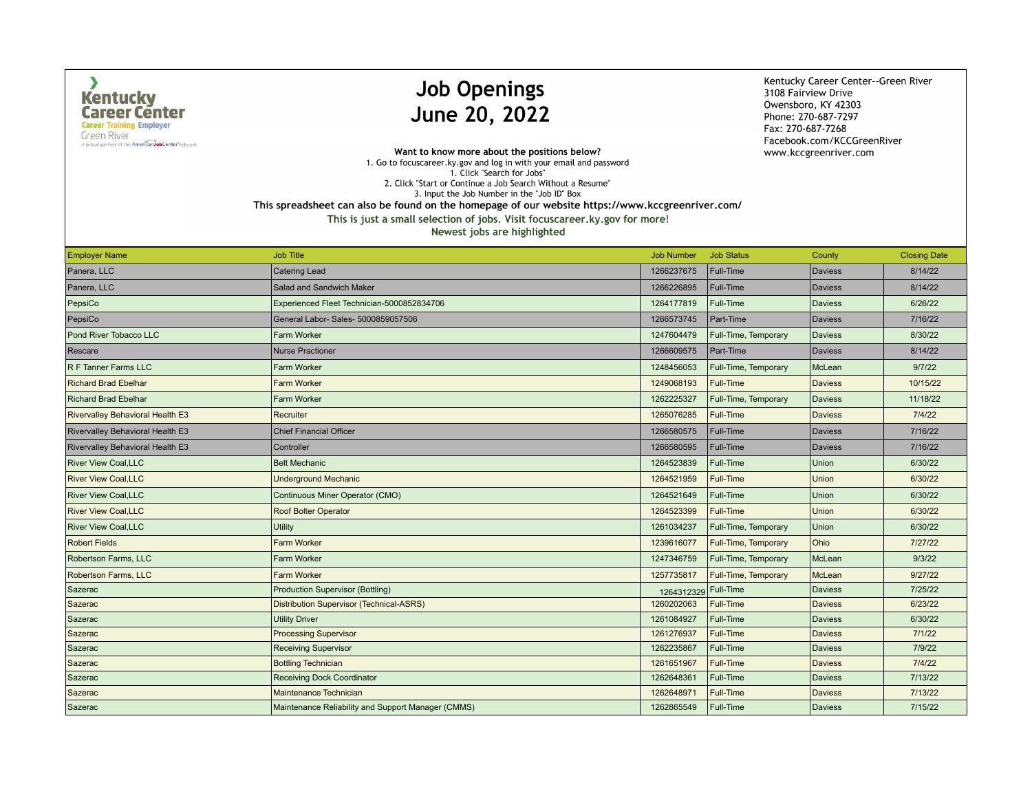Kentucky Career Center
Career Training Employer
Green River
A proud partner of the AmericanJobCenter network

# Job Openings
# June 20, 2022

Kentucky Career Center--Green River
3108 Fairview Drive
Owensboro, KY 42303
Phone: 270-687-7297
Fax: 270-687-7268
Facebook.com/KCCGreenRiver
www.kccgreenriver.com

**Want to know more about the positions below?**

1. Go to focuscareer.ky.gov and log in with your email and password
1. Click "Search for Jobs"
2. Click "Start or Continue a Job Search Without a Resume"
3. Input the Job Number in the "Job ID" Box

**This spreadsheet can also be found on the homepage of our website https://www.kccgreenriver.com/**

**This is just a small selection of jobs. Visit focuscareer.ky.gov for more!**

**Newest jobs are highlighted**

| Employer Name | Job Title | Job Number | Job Status | County | Closing Date |
|---|---|---|---|---|---|
| Panera, LLC | Catering Lead | 1266237675 | Full-Time | Daviess | 8/14/22 |
| Panera, LLC | Salad and Sandwich Maker | 1266226895 | Full-Time | Daviess | 8/14/22 |
| PepsiCo | Experienced Fleet Technician-5000852834706 | 1264177819 | Full-Time | Daviess | 6/26/22 |
| PepsiCo | General Labor- Sales- 5000859057506 | 1266573745 | Part-Time | Daviess | 7/16/22 |
| Pond River Tobacco LLC | Farm Worker | 1247604479 | Full-Time, Temporary | Daviess | 8/30/22 |
| Rescare | Nurse Practioner | 1266609575 | Part-Time | Daviess | 8/14/22 |
| R F Tanner Farms LLC | Farm Worker | 1248456053 | Full-Time, Temporary | McLean | 9/7/22 |
| Richard Brad Ebelhar | Farm Worker | 1249068193 | Full-Time | Daviess | 10/15/22 |
| Richard Brad Ebelhar | Farm Worker | 1262225327 | Full-Time, Temporary | Daviess | 11/18/22 |
| Rivervalley Behavioral Health E3 | Recruiter | 1265076285 | Full-Time | Daviess | 7/4/22 |
| Rivervalley Behavioral Health E3 | Chief Financial Officer | 1266580575 | Full-Time | Daviess | 7/16/22 |
| Rivervalley Behavioral Health E3 | Controller | 1266580595 | Full-Time | Daviess | 7/16/22 |
| River View Coal,LLC | Belt Mechanic | 1264523839 | Full-Time | Union | 6/30/22 |
| River View Coal,LLC | Underground Mechanic | 1264521959 | Full-Time | Union | 6/30/22 |
| River View Coal,LLC | Continuous Miner Operator (CMO) | 1264521649 | Full-Time | Union | 6/30/22 |
| River View Coal,LLC | Roof Bolter Operator | 1264523399 | Full-Time | Union | 6/30/22 |
| River View Coal,LLC | Utility | 1261034237 | Full-Time, Temporary | Union | 6/30/22 |
| Robert Fields | Farm Worker | 1239616077 | Full-Time, Temporary | Ohio | 7/27/22 |
| Robertson Farms, LLC | Farm Worker | 1247346759 | Full-Time, Temporary | McLean | 9/3/22 |
| Robertson Farms, LLC | Farm Worker | 1257735817 | Full-Time, Temporary | McLean | 9/27/22 |
| Sazerac | Production Supervisor (Bottling) | 1264312329 | Full-Time | Daviess | 7/25/22 |
| Sazerac | Distribution Supervisor (Technical-ASRS) | 1260202063 | Full-Time | Daviess | 6/23/22 |
| Sazerac | Utility Driver | 1261084927 | Full-Time | Daviess | 6/30/22 |
| Sazerac | Processing Supervisor | 1261276937 | Full-Time | Daviess | 7/1/22 |
| Sazerac | Receiving Supervisor | 1262235867 | Full-Time | Daviess | 7/9/22 |
| Sazerac | Bottling Technician | 1261651967 | Full-Time | Daviess | 7/4/22 |
| Sazerac | Receiving Dock Coordinator | 1262648361 | Full-Time | Daviess | 7/13/22 |
| Sazerac | Maintenance Technician | 1262648971 | Full-Time | Daviess | 7/13/22 |
| Sazerac | Maintenance Reliability and Support Manager (CMMS) | 1262865549 | Full-Time | Daviess | 7/15/22 |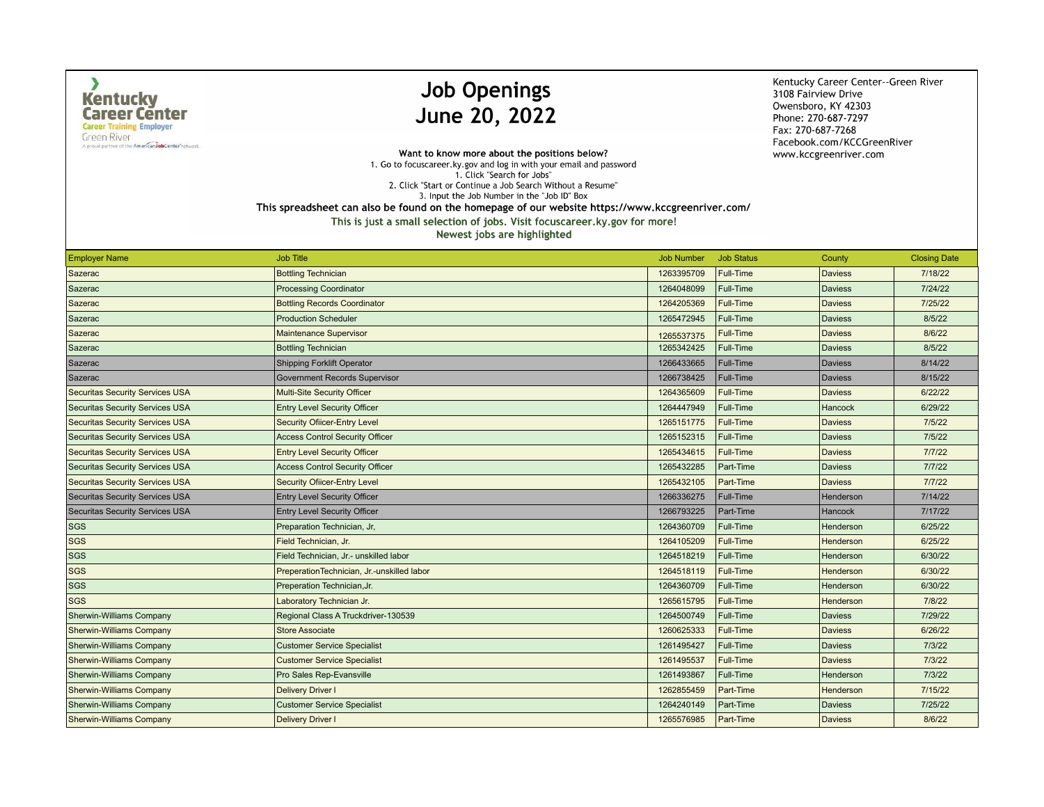# Job Openings
## June 20, 2022

Kentucky Career Center
Career Training Employer
Green River
A proud partner of the AmericanJobCenter network

Kentucky Career Center--Green River
3108 Fairview Drive
Owensboro, KY 42303
Phone: 270-687-7297
Fax: 270-687-7268
Facebook.com/KCCGreenRiver
www.kccgreenriver.com

**Want to know more about the positions below?**
1. Go to focuscareer.ky.gov and log in with your email and password
1. Click "Search for Jobs"
2. Click "Start or Continue a Job Search Without a Resume"
3. Input the Job Number in the "Job ID" Box

**This spreadsheet can also be found on the homepage of our website https://www.kccgreenriver.com/**

**This is just a small selection of jobs. Visit focuscareer.ky.gov for more!**

**Newest jobs are highlighted**

| Employer Name | Job Title | Job Number | Job Status | County | Closing Date |
|---|---|---|---|---|---|
| Sazerac | Bottling Technician | 1263395709 | Full-Time | Daviess | 7/18/22 |
| Sazerac | Processing Coordinator | 1264048099 | Full-Time | Daviess | 7/24/22 |
| Sazerac | Bottling Records Coordinator | 1264205369 | Full-Time | Daviess | 7/25/22 |
| Sazerac | Production Scheduler | 1265472945 | Full-Time | Daviess | 8/5/22 |
| Sazerac | Maintenance Supervisor | 1265537375 | Full-Time | Daviess | 8/6/22 |
| Sazerac | Bottling Technician | 1265342425 | Full-Time | Daviess | 8/5/22 |
| Sazerac | Shipping Forklift Operator | 1266433665 | Full-Time | Daviess | 8/14/22 |
| Sazerac | Government Records Supervisor | 1266738425 | Full-Time | Daviess | 8/15/22 |
| Securitas Security Services USA | Multi-Site Security Officer | 1264365609 | Full-Time | Daviess | 6/22/22 |
| Securitas Security Services USA | Entry Level Security Officer | 1264447949 | Full-Time | Hancock | 6/29/22 |
| Securitas Security Services USA | Security Ofiicer-Entry Level | 1265151775 | Full-Time | Daviess | 7/5/22 |
| Securitas Security Services USA | Access Control Security Officer | 1265152315 | Full-Time | Daviess | 7/5/22 |
| Securitas Security Services USA | Entry Level Security Officer | 1265434615 | Full-Time | Daviess | 7/7/22 |
| Securitas Security Services USA | Access Control Security Officer | 1265432285 | Part-Time | Daviess | 7/7/22 |
| Securitas Security Services USA | Security Ofiicer-Entry Level | 1265432105 | Part-Time | Daviess | 7/7/22 |
| Securitas Security Services USA | Entry Level Security Officer | 1266336275 | Full-Time | Henderson | 7/14/22 |
| Securitas Security Services USA | Entry Level Security Officer | 1266793225 | Part-Time | Hancock | 7/17/22 |
| SGS | Preparation Technician, Jr, | 1264360709 | Full-Time | Henderson | 6/25/22 |
| SGS | Field Technician, Jr. | 1264105209 | Full-Time | Henderson | 6/25/22 |
| SGS | Field Technician, Jr.- unskilled labor | 1264518219 | Full-Time | Henderson | 6/30/22 |
| SGS | PreperationTechnician, Jr.-unskilled labor | 1264518119 | Full-Time | Henderson | 6/30/22 |
| SGS | Preperation Technician,Jr. | 1264360709 | Full-Time | Henderson | 6/30/22 |
| SGS | Laboratory Technician Jr. | 1265615795 | Full-Time | Henderson | 7/8/22 |
| Sherwin-Williams Company | Regional Class A Truckdriver-130539 | 1264500749 | Full-Time | Daviess | 7/29/22 |
| Sherwin-Williams Company | Store Associate | 1260625333 | Full-Time | Daviess | 6/26/22 |
| Sherwin-Williams Company | Customer Service Specialist | 1261495427 | Full-Time | Daviess | 7/3/22 |
| Sherwin-Williams Company | Customer Service Specialist | 1261495537 | Full-Time | Daviess | 7/3/22 |
| Sherwin-Williams Company | Pro Sales Rep-Evansville | 1261493867 | Full-Time | Henderson | 7/3/22 |
| Sherwin-Williams Company | Delivery Driver I | 1262855459 | Part-Time | Henderson | 7/15/22 |
| Sherwin-Williams Company | Customer Service Specialist | 1264240149 | Part-Time | Daviess | 7/25/22 |
| Sherwin-Williams Company | Delivery Driver I | 1265576985 | Part-Time | Daviess | 8/6/22 |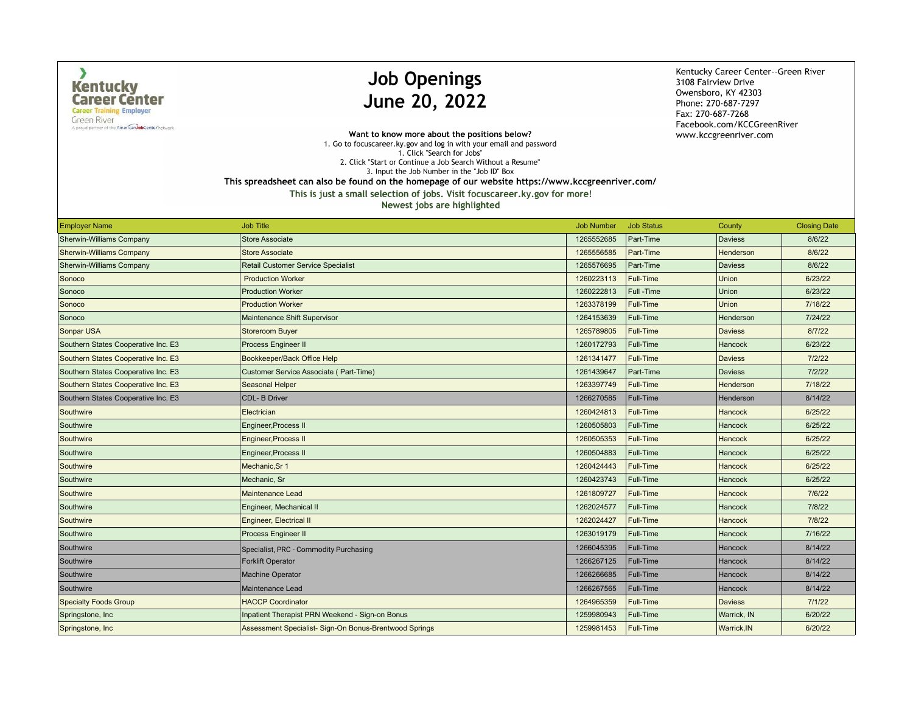Kentucky Career Center
Career Training Employer
Green River
A proud partner of the AmericanJobCenter network

# Job Openings
# June 20, 2022

Kentucky Career Center--Green River
3108 Fairview Drive
Owensboro, KY 42303
Phone: 270-687-7297
Fax: 270-687-7268
Facebook.com/KCCGreenRiver
www.kccgreenriver.com

**Want to know more about the positions below?**

1. Go to focuscareer.ky.gov and log in with your email and password
1. Click "Search for Jobs"
2. Click "Start or Continue a Job Search Without a Resume"
3. Input the Job Number in the "Job ID" Box

**This spreadsheet can also be found on the homepage of our website https://www.kccgreenriver.com/**

**This is just a small selection of jobs. Visit focuscareer.ky.gov for more!**

**Newest jobs are highlighted**

| Employer Name | Job Title | Job Number | Job Status | County | Closing Date |
|---|---|---|---|---|---|
| Sherwin-Williams Company | Store Associate | 1265552685 | Part-Time | Daviess | 8/6/22 |
| Sherwin-Williams Company | Store Associate | 1265556585 | Part-Time | Henderson | 8/6/22 |
| Sherwin-Williams Company | Retail Customer Service Specialist | 1265576695 | Part-Time | Daviess | 8/6/22 |
| Sonoco | Production Worker | 1260223113 | Full-Time | Union | 6/23/22 |
| Sonoco | Production Worker | 1260222813 | Full -Time | Union | 6/23/22 |
| Sonoco | Production Worker | 1263378199 | Full-Time | Union | 7/18/22 |
| Sonoco | Maintenance Shift Supervisor | 1264153639 | Full-Time | Henderson | 7/24/22 |
| Sonpar USA | Storeroom Buyer | 1265789805 | Full-Time | Daviess | 8/7/22 |
| Southern States Cooperative Inc. E3 | Process Engineer II | 1260172793 | Full-Time | Hancock | 6/23/22 |
| Southern States Cooperative Inc. E3 | Bookkeeper/Back Office Help | 1261341477 | Full-Time | Daviess | 7/2/22 |
| Southern States Cooperative Inc. E3 | Customer Service Associate ( Part-Time) | 1261439647 | Part-Time | Daviess | 7/2/22 |
| Southern States Cooperative Inc. E3 | Seasonal Helper | 1263397749 | Full-Time | Henderson | 7/18/22 |
| Southern States Cooperative Inc. E3 | CDL- B Driver | 1266270585 | Full-Time | Henderson | 8/14/22 |
| Southwire | Electrician | 1260424813 | Full-Time | Hancock | 6/25/22 |
| Southwire | Engineer,Process II | 1260505803 | Full-Time | Hancock | 6/25/22 |
| Southwire | Engineer,Process II | 1260505353 | Full-Time | Hancock | 6/25/22 |
| Southwire | Engineer,Process II | 1260504883 | Full-Time | Hancock | 6/25/22 |
| Southwire | Mechanic,Sr 1 | 1260424443 | Full-Time | Hancock | 6/25/22 |
| Southwire | Mechanic, Sr | 1260423743 | Full-Time | Hancock | 6/25/22 |
| Southwire | Maintenance Lead | 1261809727 | Full-Time | Hancock | 7/6/22 |
| Southwire | Engineer, Mechanical II | 1262024577 | Full-Time | Hancock | 7/8/22 |
| Southwire | Engineer, Electrical II | 1262024427 | Full-Time | Hancock | 7/8/22 |
| Southwire | Process Engineer II | 1263019179 | Full-Time | Hancock | 7/16/22 |
| Southwire | Specialist, PRC - Commodity Purchasing | 1266045395 | Full-Time | Hancock | 8/14/22 |
| Southwire | Forklift Operator | 1266267125 | Full-Time | Hancock | 8/14/22 |
| Southwire | Machine Operator | 1266266685 | Full-Time | Hancock | 8/14/22 |
| Southwire | Maintenance Lead | 1266267565 | Full-Time | Hancock | 8/14/22 |
| Specialty Foods Group | HACCP Coordinator | 1264965359 | Full-Time | Daviess | 7/1/22 |
| Springstone, Inc | Inpatient Therapist PRN Weekend - Sign-on Bonus | 1259980943 | Full-Time | Warrick, IN | 6/20/22 |
| Springstone, Inc | Assessment Specialist- Sign-On Bonus-Brentwood Springs | 1259981453 | Full-Time | Warrick,IN | 6/20/22 |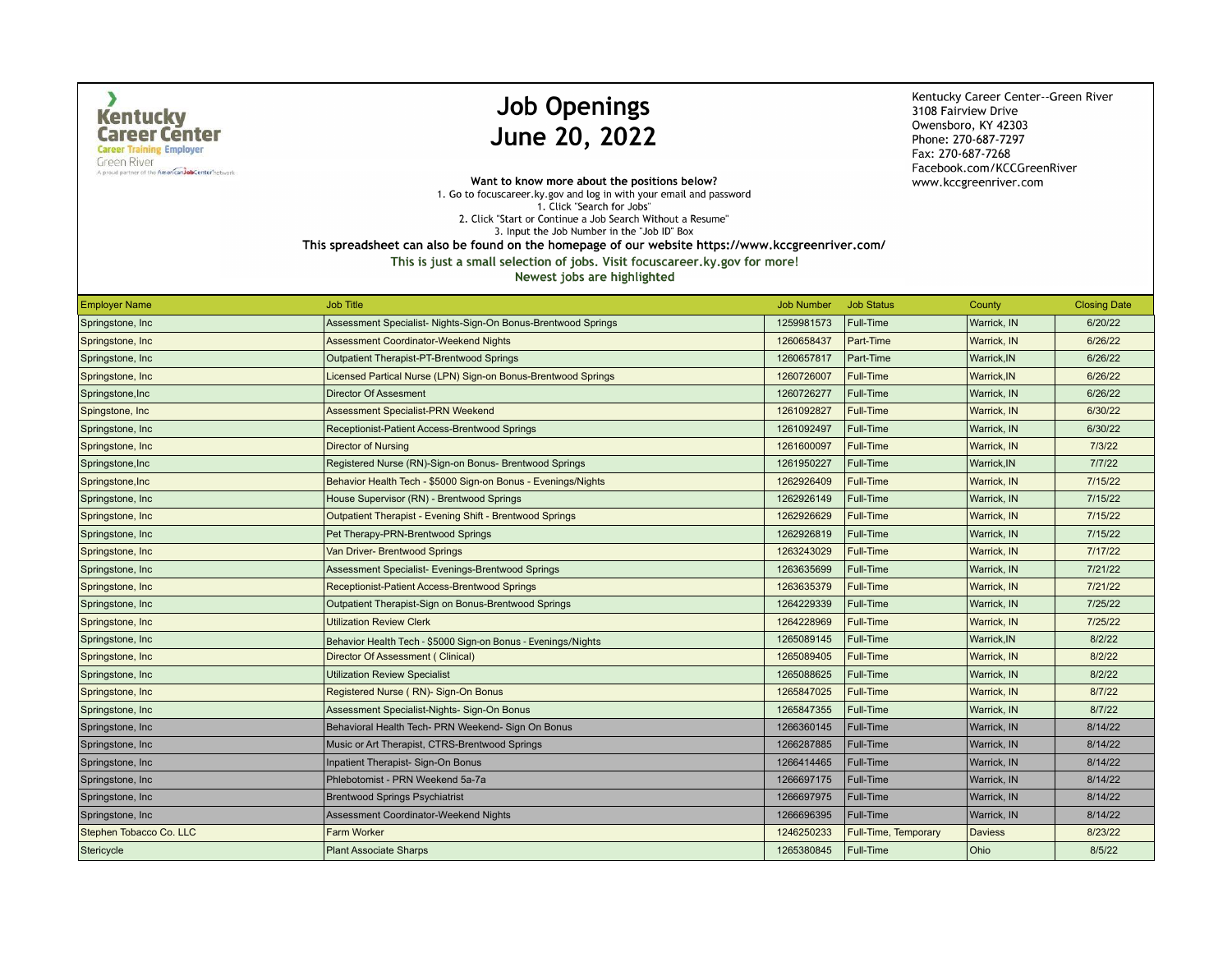Kentucky Career Center
Career Training Employer
Green River
A proud partner of the AmericanJobCenter network

# Job Openings
# June 20, 2022

Kentucky Career Center--Green River
3108 Fairview Drive
Owensboro, KY 42303
Phone: 270-687-7297
Fax: 270-687-7268
Facebook.com/KCCGreenRiver
www.kccgreenriver.com

**Want to know more about the positions below?**

1. Go to focuscareer.ky.gov and log in with your email and password
1. Click "Search for Jobs"
2. Click "Start or Continue a Job Search Without a Resume"
3. Input the Job Number in the "Job ID" Box

**This spreadsheet can also be found on the homepage of our website https://www.kccgreenriver.com/**

**This is just a small selection of jobs. Visit focuscareer.ky.gov for more!**

**Newest jobs are highlighted**

| Employer Name | Job Title | Job Number | Job Status | County | Closing Date |
|---|---|---|---|---|---|
| Springstone, Inc | Assessment Specialist- Nights-Sign-On Bonus-Brentwood Springs | 1259981573 | Full-Time | Warrick, IN | 6/20/22 |
| Springstone, Inc | Assessment Coordinator-Weekend Nights | 1260658437 | Part-Time | Warrick, IN | 6/26/22 |
| Springstone, Inc | Outpatient Therapist-PT-Brentwood Springs | 1260657817 | Part-Time | Warrick,IN | 6/26/22 |
| Springstone, Inc | Licensed Partical Nurse (LPN) Sign-on Bonus-Brentwood Springs | 1260726007 | Full-Time | Warrick,IN | 6/26/22 |
| Springstone,Inc | Director Of Assesment | 1260726277 | Full-Time | Warrick, IN | 6/26/22 |
| Spingstone, Inc | Assessment Specialist-PRN Weekend | 1261092827 | Full-Time | Warrick, IN | 6/30/22 |
| Springstone, Inc | Receptionist-Patient Access-Brentwood Springs | 1261092497 | Full-Time | Warrick, IN | 6/30/22 |
| Springstone, Inc | Director of Nursing | 1261600097 | Full-Time | Warrick, IN | 7/3/22 |
| Springstone,Inc | Registered Nurse (RN)-Sign-on Bonus- Brentwood Springs | 1261950227 | Full-Time | Warrick,IN | 7/7/22 |
| Springstone,Inc | Behavior Health Tech - $5000 Sign-on Bonus - Evenings/Nights | 1262926409 | Full-Time | Warrick, IN | 7/15/22 |
| Springstone, Inc | House Supervisor (RN) - Brentwood Springs | 1262926149 | Full-Time | Warrick, IN | 7/15/22 |
| Springstone, Inc | Outpatient Therapist - Evening Shift - Brentwood Springs | 1262926629 | Full-Time | Warrick, IN | 7/15/22 |
| Springstone, Inc | Pet Therapy-PRN-Brentwood Springs | 1262926819 | Full-Time | Warrick, IN | 7/15/22 |
| Springstone, Inc | Van Driver- Brentwood Springs | 1263243029 | Full-Time | Warrick, IN | 7/17/22 |
| Springstone, Inc | Assessment Specialist- Evenings-Brentwood Springs | 1263635699 | Full-Time | Warrick, IN | 7/21/22 |
| Springstone, Inc | Receptionist-Patient Access-Brentwood Springs | 1263635379 | Full-Time | Warrick, IN | 7/21/22 |
| Springstone, Inc | Outpatient Therapist-Sign on Bonus-Brentwood Springs | 1264229339 | Full-Time | Warrick, IN | 7/25/22 |
| Springstone, Inc | Utilization Review Clerk | 1264228969 | Full-Time | Warrick, IN | 7/25/22 |
| Springstone, Inc | Behavior Health Tech - $5000 Sign-on Bonus - Evenings/Nights | 1265089145 | Full-Time | Warrick,IN | 8/2/22 |
| Springstone, Inc | Director Of Assessment ( Clinical) | 1265089405 | Full-Time | Warrick, IN | 8/2/22 |
| Springstone, Inc | Utilization Review Specialist | 1265088625 | Full-Time | Warrick, IN | 8/2/22 |
| Springstone, Inc | Registered Nurse ( RN)- Sign-On Bonus | 1265847025 | Full-Time | Warrick, IN | 8/7/22 |
| Springstone, Inc | Assessment Specialist-Nights- Sign-On Bonus | 1265847355 | Full-Time | Warrick, IN | 8/7/22 |
| Springstone, Inc | Behavioral Health Tech- PRN Weekend- Sign On Bonus | 1266360145 | Full-Time | Warrick, IN | 8/14/22 |
| Springstone, Inc | Music or Art Therapist, CTRS-Brentwood Springs | 1266287885 | Full-Time | Warrick, IN | 8/14/22 |
| Springstone, Inc | Inpatient Therapist- Sign-On Bonus | 1266414465 | Full-Time | Warrick, IN | 8/14/22 |
| Springstone, Inc | Phlebotomist - PRN Weekend 5a-7a | 1266697175 | Full-Time | Warrick, IN | 8/14/22 |
| Springstone, Inc | Brentwood Springs Psychiatrist | 1266697975 | Full-Time | Warrick, IN | 8/14/22 |
| Springstone, Inc | Assessment Coordinator-Weekend Nights | 1266696395 | Full-Time | Warrick, IN | 8/14/22 |
| Stephen Tobacco Co. LLC | Farm Worker | 1246250233 | Full-Time, Temporary | Daviess | 8/23/22 |
| Stericycle | Plant Associate Sharps | 1265380845 | Full-Time | Ohio | 8/5/22 |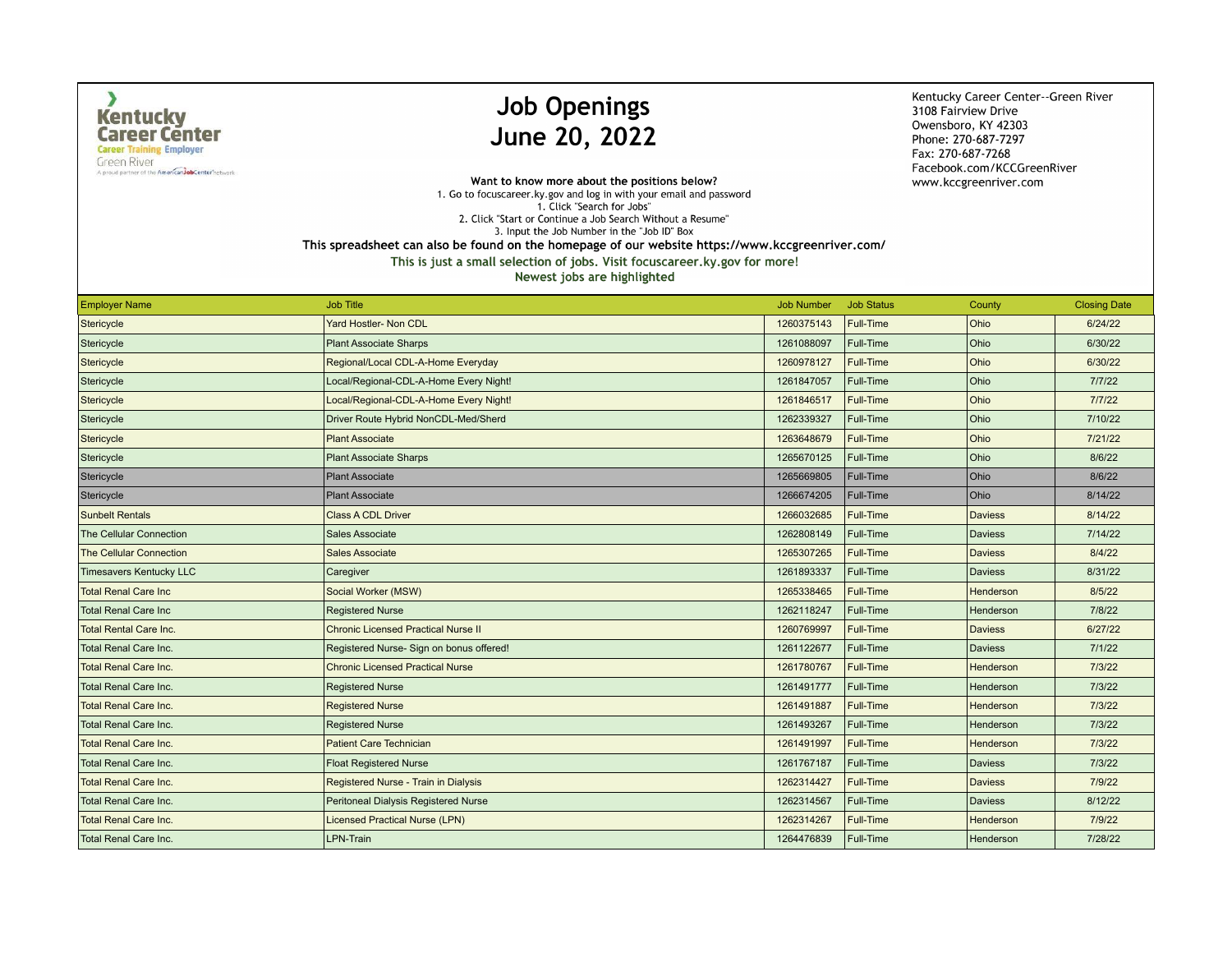# Job Openings
# June 20, 2022

Kentucky Career Center--Green River
3108 Fairview Drive
Owensboro, KY 42303
Phone: 270-687-7297
Fax: 270-687-7268
Facebook.com/KCCGreenRiver
www.kccgreenriver.com

**Want to know more about the positions below?**
1. Go to focuscareer.ky.gov and log in with your email and password
1. Click "Search for Jobs"
2. Click "Start or Continue a Job Search Without a Resume"
3. Input the Job Number in the "Job ID" Box

**This spreadsheet can also be found on the homepage of our website https://www.kccgreenriver.com/**

**This is just a small selection of jobs. Visit focuscareer.ky.gov for more!**

**Newest jobs are highlighted**

| Employer Name | Job Title | Job Number | Job Status | County | Closing Date |
|---|---|---|---|---|---|
| Stericycle | Yard Hostler- Non CDL | 1260375143 | Full-Time | Ohio | 6/24/22 |
| Stericycle | Plant Associate Sharps | 1261088097 | Full-Time | Ohio | 6/30/22 |
| Stericycle | Regional/Local CDL-A-Home Everyday | 1260978127 | Full-Time | Ohio | 6/30/22 |
| Stericycle | Local/Regional-CDL-A-Home Every Night! | 1261847057 | Full-Time | Ohio | 7/7/22 |
| Stericycle | Local/Regional-CDL-A-Home Every Night! | 1261846517 | Full-Time | Ohio | 7/7/22 |
| Stericycle | Driver Route Hybrid NonCDL-Med/Sherd | 1262339327 | Full-Time | Ohio | 7/10/22 |
| Stericycle | Plant Associate | 1263648679 | Full-Time | Ohio | 7/21/22 |
| Stericycle | Plant Associate Sharps | 1265670125 | Full-Time | Ohio | 8/6/22 |
| Stericycle | Plant Associate | 1265669805 | Full-Time | Ohio | 8/6/22 |
| Stericycle | Plant Associate | 1266674205 | Full-Time | Ohio | 8/14/22 |
| Sunbelt Rentals | Class A CDL Driver | 1266032685 | Full-Time | Daviess | 8/14/22 |
| The Cellular Connection | Sales Associate | 1262808149 | Full-Time | Daviess | 7/14/22 |
| The Cellular Connection | Sales Associate | 1265307265 | Full-Time | Daviess | 8/4/22 |
| Timesavers Kentucky LLC | Caregiver | 1261893337 | Full-Time | Daviess | 8/31/22 |
| Total Renal Care Inc | Social Worker (MSW) | 1265338465 | Full-Time | Henderson | 8/5/22 |
| Total Renal Care Inc | Registered Nurse | 1262118247 | Full-Time | Henderson | 7/8/22 |
| Total Rental Care Inc. | Chronic Licensed Practical Nurse II | 1260769997 | Full-Time | Daviess | 6/27/22 |
| Total Renal Care Inc. | Registered Nurse- Sign on bonus offered! | 1261122677 | Full-Time | Daviess | 7/1/22 |
| Total Renal Care Inc. | Chronic Licensed Practical Nurse | 1261780767 | Full-Time | Henderson | 7/3/22 |
| Total Renal Care Inc. | Registered Nurse | 1261491777 | Full-Time | Henderson | 7/3/22 |
| Total Renal Care Inc. | Registered Nurse | 1261491887 | Full-Time | Henderson | 7/3/22 |
| Total Renal Care Inc. | Registered Nurse | 1261493267 | Full-Time | Henderson | 7/3/22 |
| Total Renal Care Inc. | Patient Care Technician | 1261491997 | Full-Time | Henderson | 7/3/22 |
| Total Renal Care Inc. | Float Registered Nurse | 1261767187 | Full-Time | Daviess | 7/3/22 |
| Total Renal Care Inc. | Registered Nurse - Train in Dialysis | 1262314427 | Full-Time | Daviess | 7/9/22 |
| Total Renal Care Inc. | Peritoneal Dialysis Registered Nurse | 1262314567 | Full-Time | Daviess | 8/12/22 |
| Total Renal Care Inc. | Licensed Practical Nurse (LPN) | 1262314267 | Full-Time | Henderson | 7/9/22 |
| Total Renal Care Inc. | LPN-Train | 1264476839 | Full-Time | Henderson | 7/28/22 |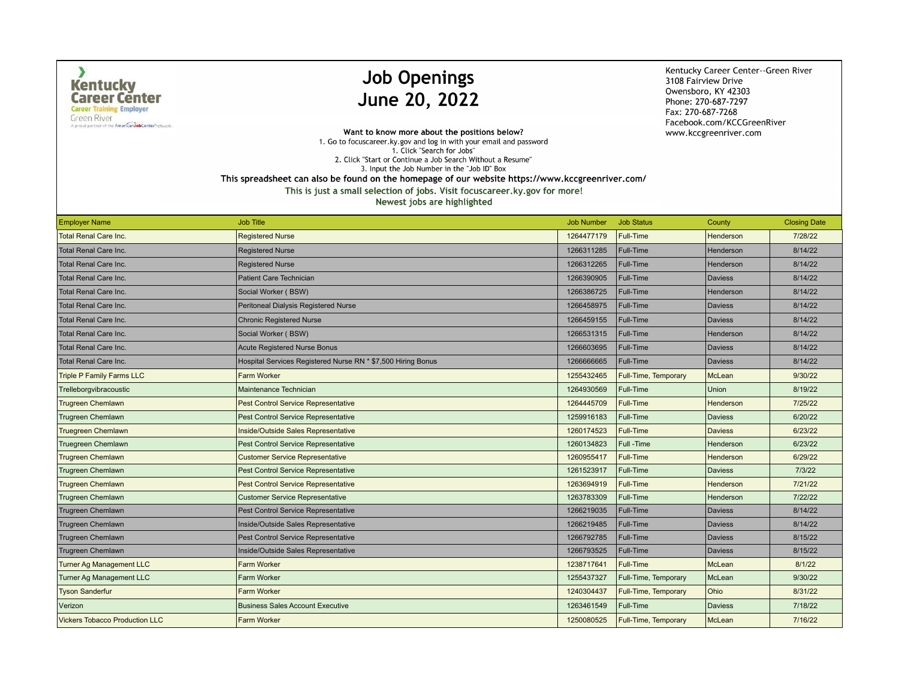# Job Openings
## June 20, 2022

Kentucky Career Center--Green River
3108 Fairview Drive
Owensboro, KY 42303
Phone: 270-687-7297
Fax: 270-687-7268
Facebook.com/KCCGreenRiver
www.kccgreenriver.com

**Want to know more about the positions below?**

1. Go to focuscareer.ky.gov and log in with your email and password
1. Click "Search for Jobs"
2. Click "Start or Continue a Job Search Without a Resume"
3. Input the Job Number in the "Job ID" Box

**This spreadsheet can also be found on the homepage of our website https://www.kccgreenriver.com/**

**This is just a small selection of jobs. Visit focuscareer.ky.gov for more!**

**Newest jobs are highlighted**

| Employer Name | Job Title | Job Number | Job Status | County | Closing Date |
|---|---|---|---|---|---|
| Total Renal Care Inc. | Registered Nurse | 1264477179 | Full-Time | Henderson | 7/28/22 |
| Total Renal Care Inc. | Registered Nurse | 1266311285 | Full-Time | Henderson | 8/14/22 |
| Total Renal Care Inc. | Registered Nurse | 1266312265 | Full-Time | Henderson | 8/14/22 |
| Total Renal Care Inc. | Patient Care Technician | 1266390905 | Full-Time | Daviess | 8/14/22 |
| Total Renal Care Inc. | Social Worker ( BSW) | 1266386725 | Full-Time | Henderson | 8/14/22 |
| Total Renal Care Inc. | Peritoneal Dialysis Registered Nurse | 1266458975 | Full-Time | Daviess | 8/14/22 |
| Total Renal Care Inc. | Chronic Registered Nurse | 1266459155 | Full-Time | Daviess | 8/14/22 |
| Total Renal Care Inc. | Social Worker ( BSW) | 1266531315 | Full-Time | Henderson | 8/14/22 |
| Total Renal Care Inc. | Acute Registered Nurse Bonus | 1266603695 | Full-Time | Daviess | 8/14/22 |
| Total Renal Care Inc. | Hospital Services Registered Nurse RN * $7,500 Hiring Bonus | 1266666665 | Full-Time | Daviess | 8/14/22 |
| Triple P Family Farms LLC | Farm Worker | 1255432465 | Full-Time, Temporary | McLean | 9/30/22 |
| Trelleborgvibracoustic | Maintenance Technician | 1264930569 | Full-Time | Union | 8/19/22 |
| Trugreen Chemlawn | Pest Control Service Representative | 1264445709 | Full-Time | Henderson | 7/25/22 |
| Trugreen Chemlawn | Pest Control Service Representative | 1259916183 | Full-Time | Daviess | 6/20/22 |
| Truegreen Chemlawn | Inside/Outside Sales Representative | 1260174523 | Full-Time | Daviess | 6/23/22 |
| Truegreen Chemlawn | Pest Control Service Representative | 1260134823 | Full -Time | Henderson | 6/23/22 |
| Trugreen Chemlawn | Customer Service Representative | 1260955417 | Full-Time | Henderson | 6/29/22 |
| Trugreen Chemlawn | Pest Control Service Representative | 1261523917 | Full-Time | Daviess | 7/3/22 |
| Trugreen Chemlawn | Pest Control Service Representative | 1263694919 | Full-Time | Henderson | 7/21/22 |
| Trugreen Chemlawn | Customer Service Representative | 1263783309 | Full-Time | Henderson | 7/22/22 |
| Trugreen Chemlawn | Pest Control Service Representative | 1266219035 | Full-Time | Daviess | 8/14/22 |
| Trugreen Chemlawn | Inside/Outside Sales Representative | 1266219485 | Full-Time | Daviess | 8/14/22 |
| Trugreen Chemlawn | Pest Control Service Representative | 1266792785 | Full-Time | Daviess | 8/15/22 |
| Trugreen Chemlawn | Inside/Outside Sales Representative | 1266793525 | Full-Time | Daviess | 8/15/22 |
| Turner Ag Management LLC | Farm Worker | 1238717641 | Full-Time | McLean | 8/1/22 |
| Turner Ag Management LLC | Farm Worker | 1255437327 | Full-Time, Temporary | McLean | 9/30/22 |
| Tyson Sanderfur | Farm Worker | 1240304437 | Full-Time, Temporary | Ohio | 8/31/22 |
| Verizon | Business Sales Account Executive | 1263461549 | Full-Time | Daviess | 7/18/22 |
| Vickers Tobacco Production LLC | Farm Worker | 1250080525 | Full-Time, Temporary | McLean | 7/16/22 |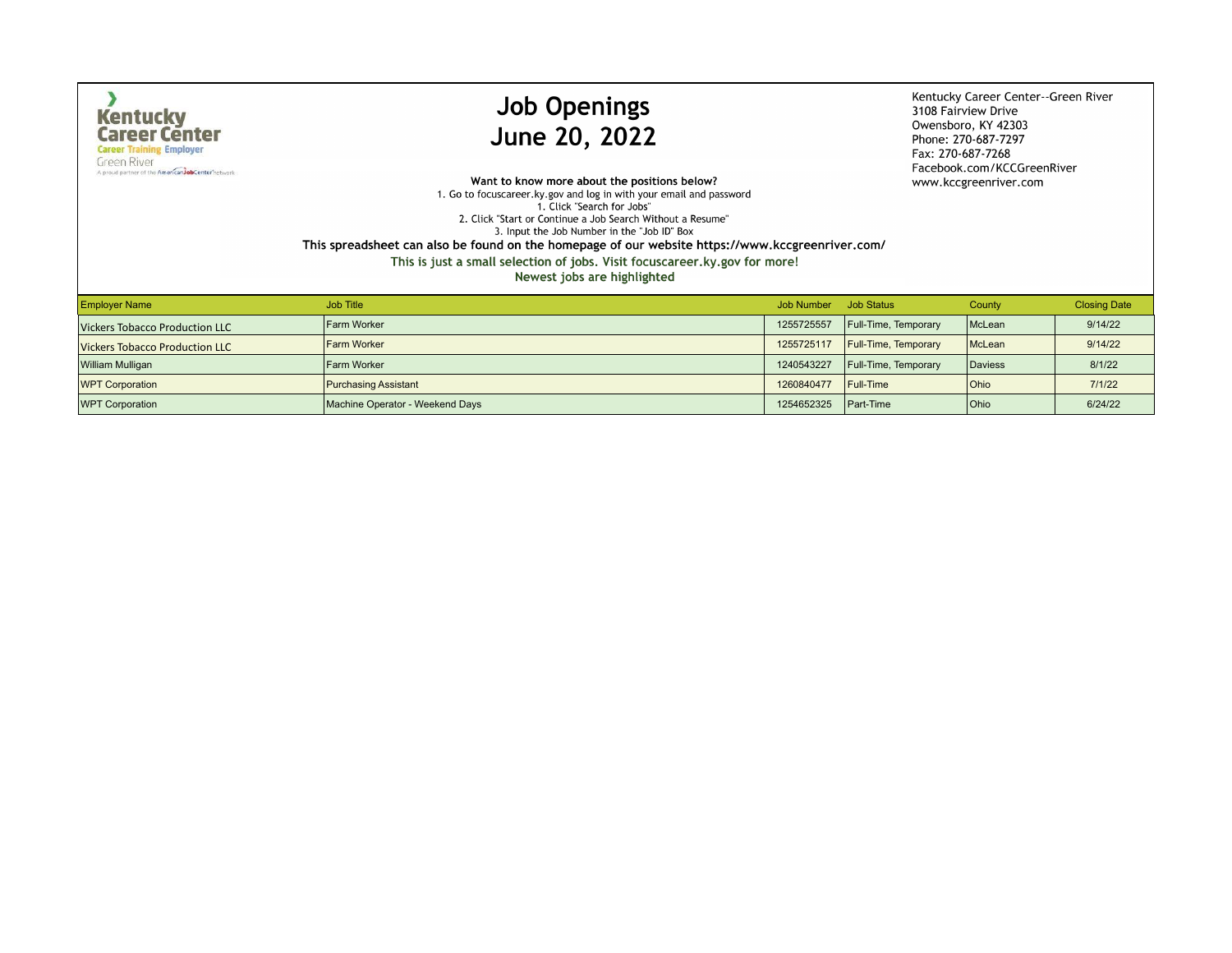Kentucky Career Center
Career Training Employer
Green River
A proud partner of the AmericanJobCenter network

# Job Openings
# June 20, 2022

Kentucky Career Center--Green River
3108 Fairview Drive
Owensboro, KY 42303
Phone: 270-687-7297
Fax: 270-687-7268
Facebook.com/KCCGreenRiver
www.kccgreenriver.com

**Want to know more about the positions below?**

1. Go to focuscareer.ky.gov and log in with your email and password
1. Click "Search for Jobs"
2. Click "Start or Continue a Job Search Without a Resume"
3. Input the Job Number in the "Job ID" Box

**This spreadsheet can also be found on the homepage of our website https://www.kccgreenriver.com/**

**This is just a small selection of jobs. Visit focuscareer.ky.gov for more!**

**Newest jobs are highlighted**

| Employer Name | Job Title | Job Number | Job Status | County | Closing Date |
|---|---|---|---|---|---|
| Vickers Tobacco Production LLC | Farm Worker | 1255725557 | Full-Time, Temporary | McLean | 9/14/22 |
| Vickers Tobacco Production LLC | Farm Worker | 1255725117 | Full-Time, Temporary | McLean | 9/14/22 |
| William Mulligan | Farm Worker | 1240543227 | Full-Time, Temporary | Daviess | 8/1/22 |
| WPT Corporation | Purchasing Assistant | 1260840477 | Full-Time | Ohio | 7/1/22 |
| WPT Corporation | Machine Operator - Weekend Days | 1254652325 | Part-Time | Ohio | 6/24/22 |